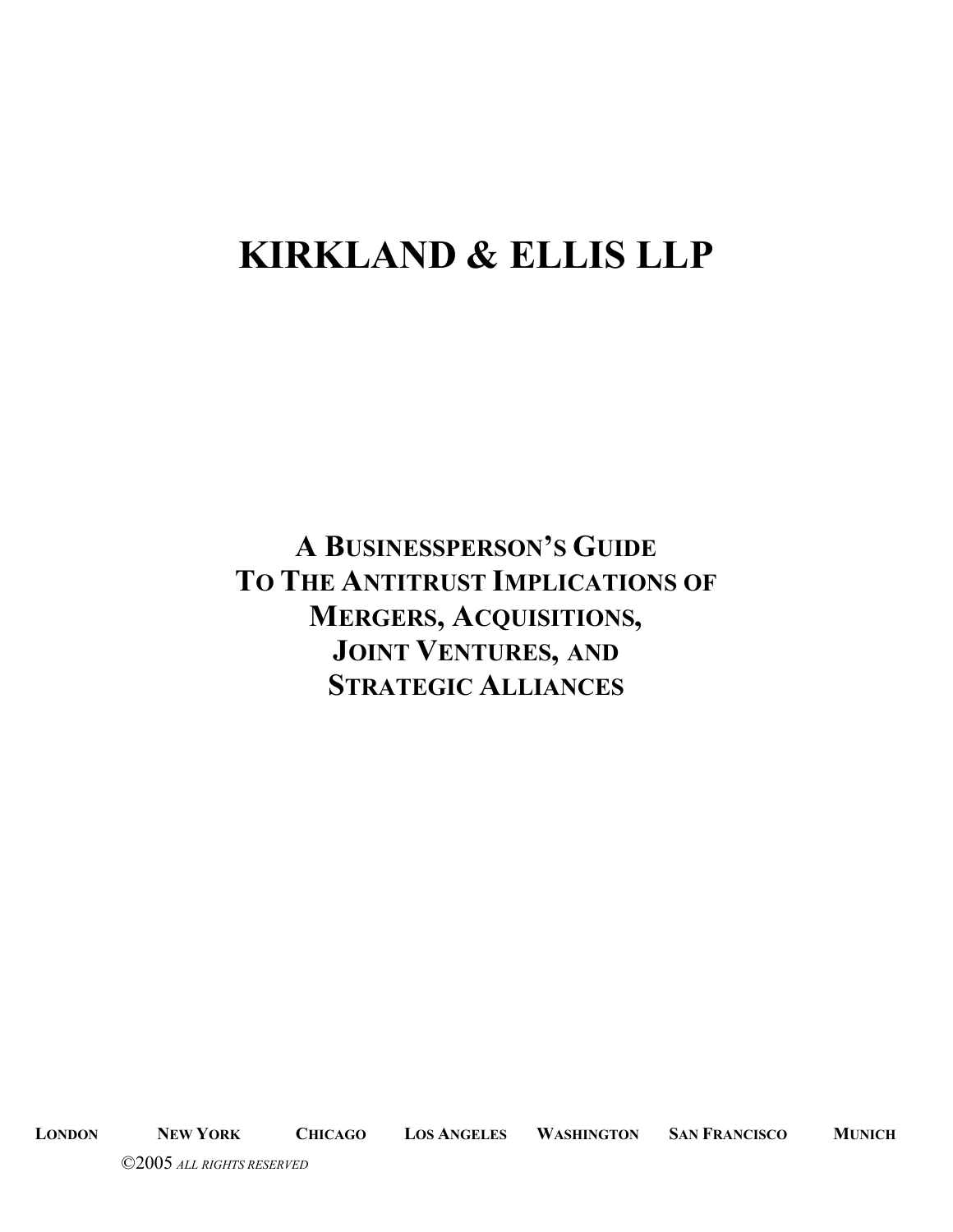# KIRKLAND & ELLIS LLP

## A BUSINESSPERSON'S GUIDE TO THE ANTITRUST IMPLICATIONS OF MERGERS, ACQUISITIONS, JOINT VENTURES, AND STRATEGIC ALLIANCES

LONDON NEW YORK CHICAGO LOS ANGELES WASHINGTON SAN FRANCISCO MUNICH

©2005 *ALL RIGHTS RESERVED*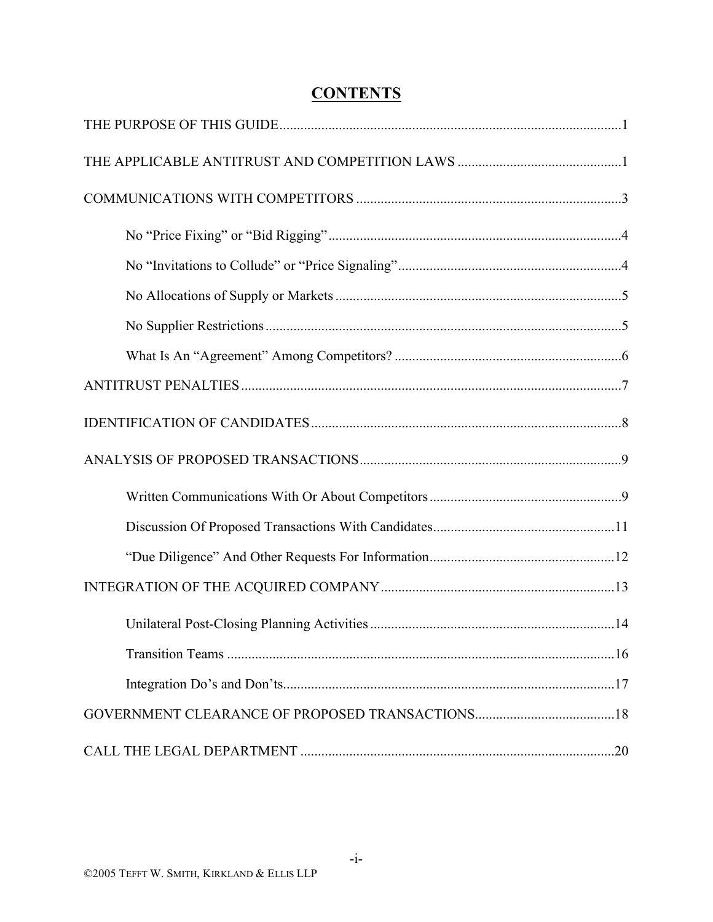# CONTENTS

THE PURPOSE OF THIS GUIDE ........................................ 1

THE APPLICABLE ANTITRUST AND COMPETITION LAWS ........................................ 1

COMMUNICATIONS WITH COMPETITORS ........................................ 3

- No "Price Fixing" or "Bid Rigging" ........................................ 4
- No "Invitations to Collude" or "Price Signaling" ........................................ 4
- No Allocations of Supply or Markets ........................................ 5
- No Supplier Restrictions ........................................ 5
- What Is An "Agreement" Among Competitors? ........................................ 6

ANTITRUST PENALTIES ........................................ 7

IDENTIFICATION OF CANDIDATES ........................................ 8

ANALYSIS OF PROPOSED TRANSACTIONS ........................................ 9

- Written Communications With Or About Competitors ........................................ 9
- Discussion Of Proposed Transactions With Candidates ........................................ 11
- "Due Diligence" And Other Requests For Information ........................................ 12

INTEGRATION OF THE ACQUIRED COMPANY ........................................ 13

- Unilateral Post-Closing Planning Activities ........................................ 14
- Transition Teams ........................................ 16
- Integration Do's and Don'ts ........................................ 17

GOVERNMENT CLEARANCE OF PROPOSED TRANSACTIONS ........................................ 18

CALL THE LEGAL DEPARTMENT ........................................ 20

©2005 Tefft W. Smith, Kirkland & Ellis LLP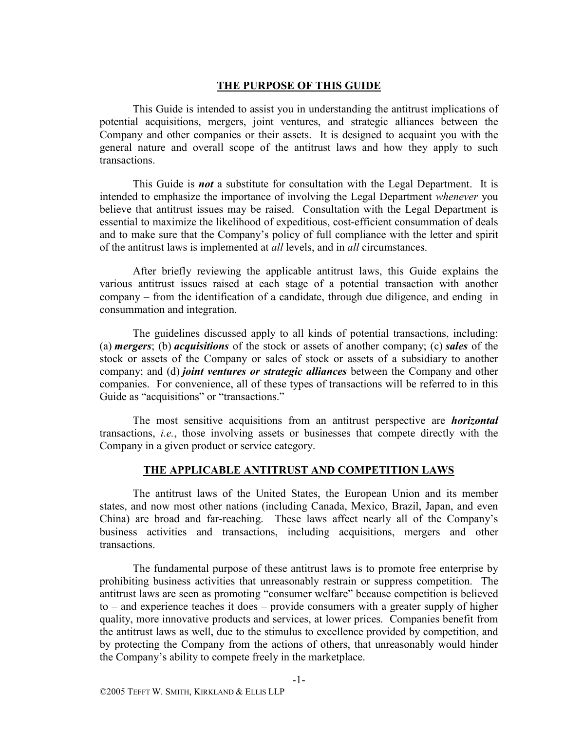## THE PURPOSE OF THIS GUIDE

This Guide is intended to assist you in understanding the antitrust implications of potential acquisitions, mergers, joint ventures, and strategic alliances between the Company and other companies or their assets. It is designed to acquaint you with the general nature and overall scope of the antitrust laws and how they apply to such transactions.

This Guide is ***not*** a substitute for consultation with the Legal Department. It is intended to emphasize the importance of involving the Legal Department *whenever* you believe that antitrust issues may be raised. Consultation with the Legal Department is essential to maximize the likelihood of expeditious, cost-efficient consummation of deals and to make sure that the Company's policy of full compliance with the letter and spirit of the antitrust laws is implemented at *all* levels, and in *all* circumstances.

After briefly reviewing the applicable antitrust laws, this Guide explains the various antitrust issues raised at each stage of a potential transaction with another company – from the identification of a candidate, through due diligence, and ending in consummation and integration.

The guidelines discussed apply to all kinds of potential transactions, including: (a) ***mergers***; (b) ***acquisitions*** of the stock or assets of another company; (c) ***sales*** of the stock or assets of the Company or sales of stock or assets of a subsidiary to another company; and (d) ***joint ventures or strategic alliances*** between the Company and other companies. For convenience, all of these types of transactions will be referred to in this Guide as "acquisitions" or "transactions."

The most sensitive acquisitions from an antitrust perspective are ***horizontal*** transactions, *i.e.*, those involving assets or businesses that compete directly with the Company in a given product or service category.

## THE APPLICABLE ANTITRUST AND COMPETITION LAWS

The antitrust laws of the United States, the European Union and its member states, and now most other nations (including Canada, Mexico, Brazil, Japan, and even China) are broad and far-reaching. These laws affect nearly all of the Company's business activities and transactions, including acquisitions, mergers and other transactions.

The fundamental purpose of these antitrust laws is to promote free enterprise by prohibiting business activities that unreasonably restrain or suppress competition. The antitrust laws are seen as promoting "consumer welfare" because competition is believed to – and experience teaches it does – provide consumers with a greater supply of higher quality, more innovative products and services, at lower prices. Companies benefit from the antitrust laws as well, due to the stimulus to excellence provided by competition, and by protecting the Company from the actions of others, that unreasonably would hinder the Company's ability to compete freely in the marketplace.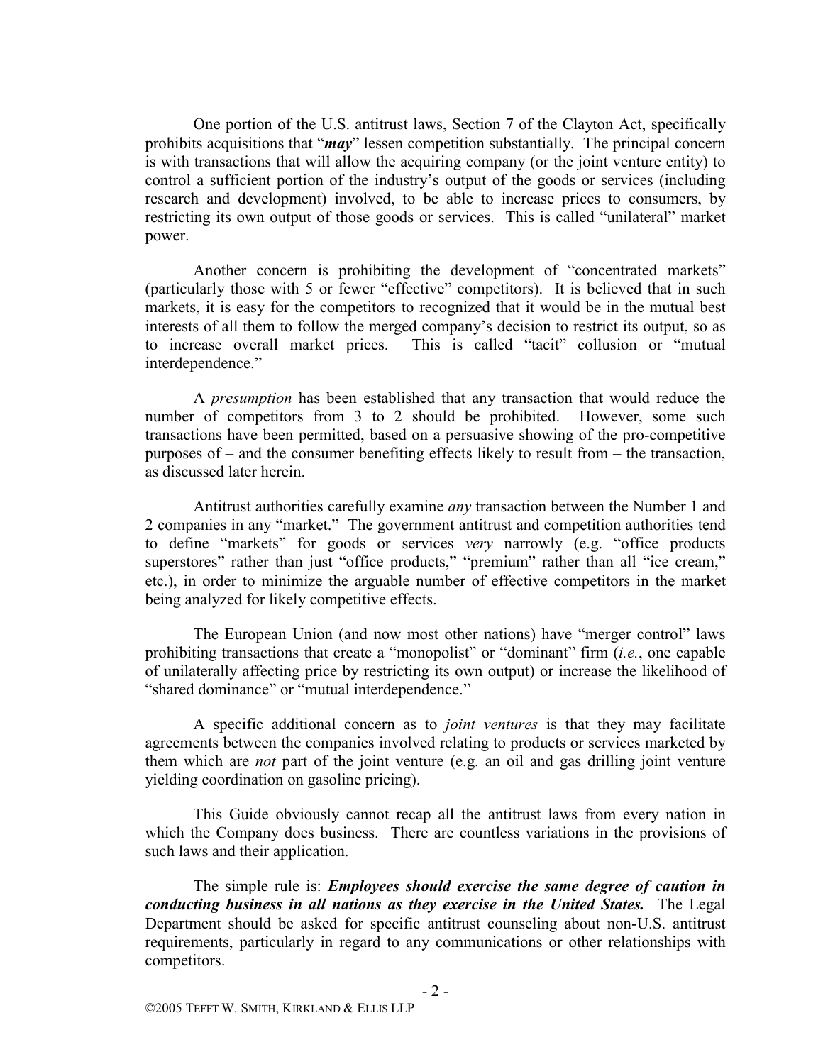One portion of the U.S. antitrust laws, Section 7 of the Clayton Act, specifically prohibits acquisitions that "***may***" lessen competition substantially. The principal concern is with transactions that will allow the acquiring company (or the joint venture entity) to control a sufficient portion of the industry's output of the goods or services (including research and development) involved, to be able to increase prices to consumers, by restricting its own output of those goods or services. This is called "unilateral" market power.

Another concern is prohibiting the development of "concentrated markets" (particularly those with 5 or fewer "effective" competitors). It is believed that in such markets, it is easy for the competitors to recognized that it would be in the mutual best interests of all them to follow the merged company's decision to restrict its output, so as to increase overall market prices. This is called "tacit" collusion or "mutual interdependence."

A *presumption* has been established that any transaction that would reduce the number of competitors from 3 to 2 should be prohibited. However, some such transactions have been permitted, based on a persuasive showing of the pro-competitive purposes of – and the consumer benefiting effects likely to result from – the transaction, as discussed later herein.

Antitrust authorities carefully examine *any* transaction between the Number 1 and 2 companies in any "market." The government antitrust and competition authorities tend to define "markets" for goods or services *very* narrowly (e.g. "office products superstores" rather than just "office products," "premium" rather than all "ice cream," etc.), in order to minimize the arguable number of effective competitors in the market being analyzed for likely competitive effects.

The European Union (and now most other nations) have "merger control" laws prohibiting transactions that create a "monopolist" or "dominant" firm (*i.e.*, one capable of unilaterally affecting price by restricting its own output) or increase the likelihood of "shared dominance" or "mutual interdependence."

A specific additional concern as to *joint ventures* is that they may facilitate agreements between the companies involved relating to products or services marketed by them which are *not* part of the joint venture (e.g. an oil and gas drilling joint venture yielding coordination on gasoline pricing).

This Guide obviously cannot recap all the antitrust laws from every nation in which the Company does business. There are countless variations in the provisions of such laws and their application.

The simple rule is: ***Employees should exercise the same degree of caution in conducting business in all nations as they exercise in the United States.*** The Legal Department should be asked for specific antitrust counseling about non-U.S. antitrust requirements, particularly in regard to any communications or other relationships with competitors.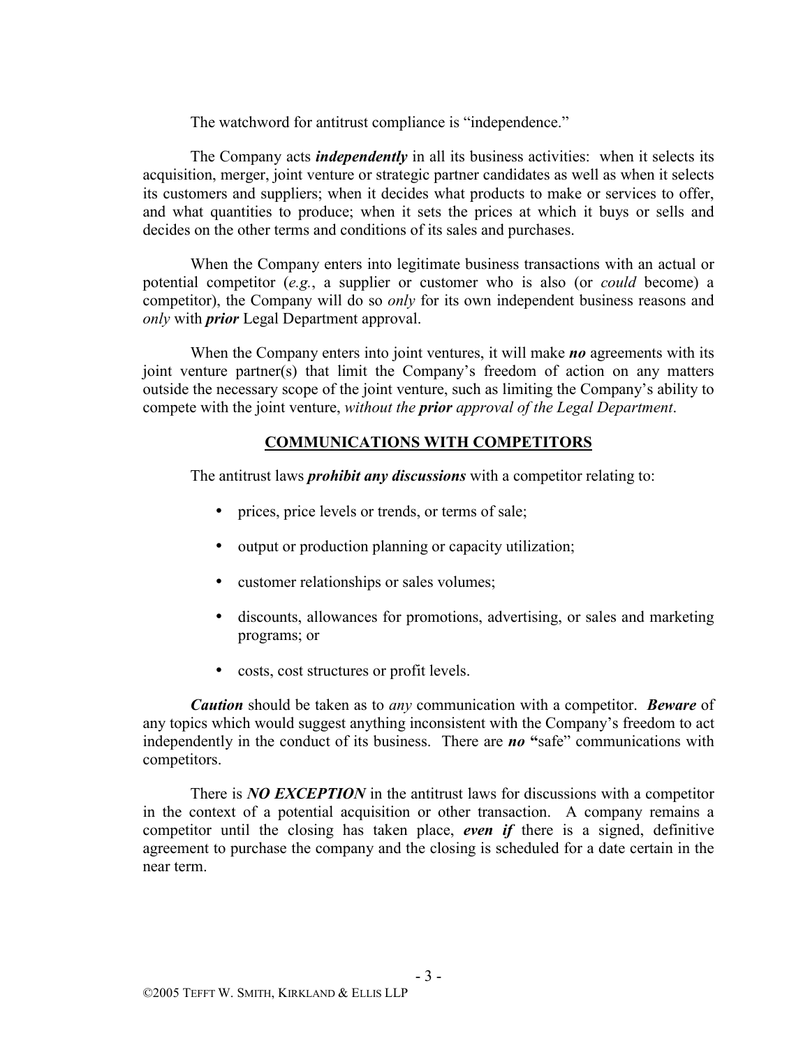The watchword for antitrust compliance is "independence."

The Company acts ***independently*** in all its business activities: when it selects its acquisition, merger, joint venture or strategic partner candidates as well as when it selects its customers and suppliers; when it decides what products to make or services to offer, and what quantities to produce; when it sets the prices at which it buys or sells and decides on the other terms and conditions of its sales and purchases.

When the Company enters into legitimate business transactions with an actual or potential competitor (*e.g.*, a supplier or customer who is also (or *could* become) a competitor), the Company will do so *only* for its own independent business reasons and *only* with ***prior*** Legal Department approval.

When the Company enters into joint ventures, it will make ***no*** agreements with its joint venture partner(s) that limit the Company's freedom of action on any matters outside the necessary scope of the joint venture, such as limiting the Company's ability to compete with the joint venture, *without the **prior** approval of the Legal Department*.

## COMMUNICATIONS WITH COMPETITORS

The antitrust laws ***prohibit any discussions*** with a competitor relating to:

- prices, price levels or trends, or terms of sale;
- output or production planning or capacity utilization;
- customer relationships or sales volumes;
- discounts, allowances for promotions, advertising, or sales and marketing programs; or
- costs, cost structures or profit levels.

***Caution*** should be taken as to *any* communication with a competitor. ***Beware*** of any topics which would suggest anything inconsistent with the Company's freedom to act independently in the conduct of its business. There are ***no*** **"**safe" communications with competitors.

There is ***NO EXCEPTION*** in the antitrust laws for discussions with a competitor in the context of a potential acquisition or other transaction. A company remains a competitor until the closing has taken place, ***even if*** there is a signed, definitive agreement to purchase the company and the closing is scheduled for a date certain in the near term.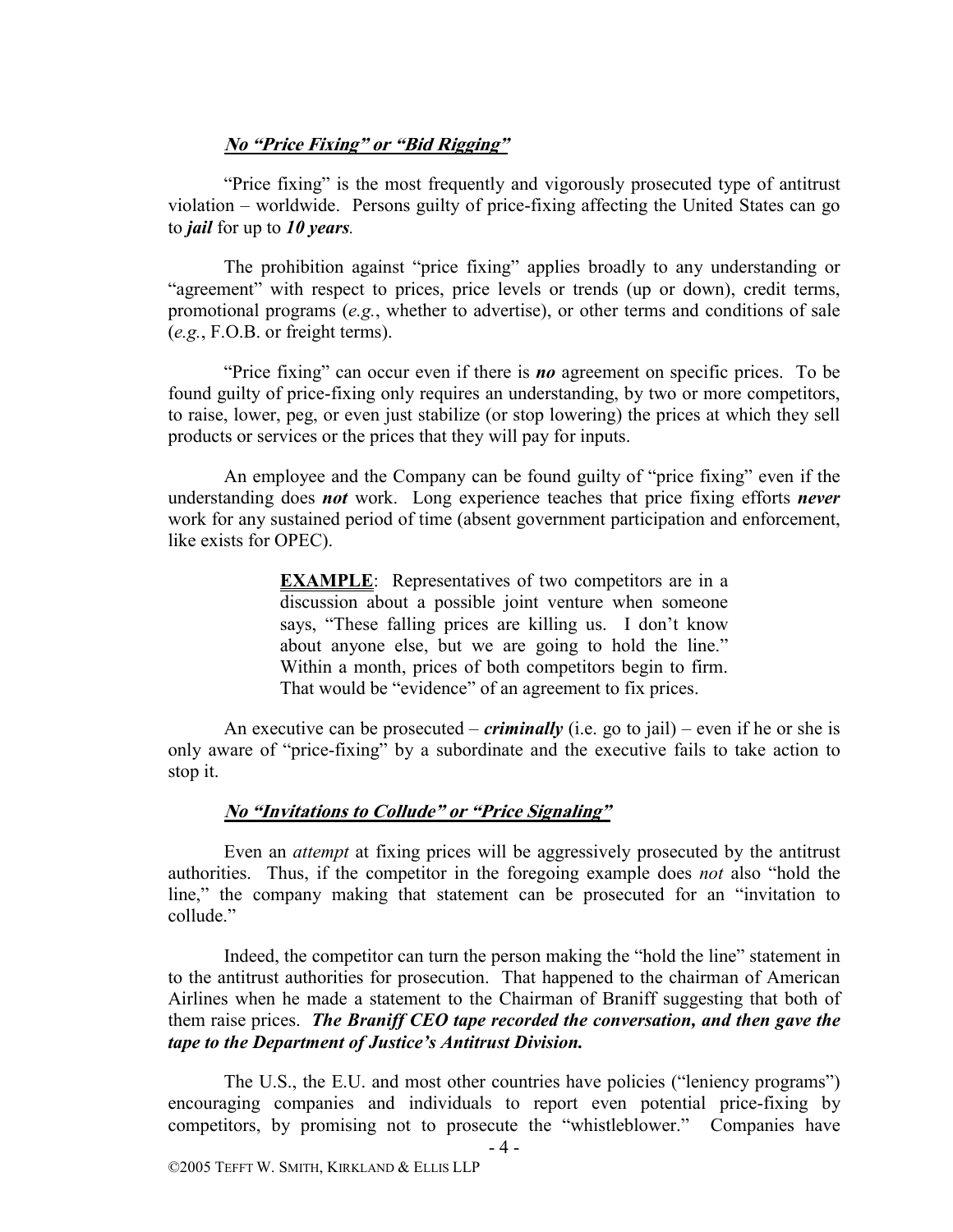### ***No "Price Fixing" or "Bid Rigging"***

"Price fixing" is the most frequently and vigorously prosecuted type of antitrust violation – worldwide. Persons guilty of price-fixing affecting the United States can go to ***jail*** for up to ***10 years***.

The prohibition against "price fixing" applies broadly to any understanding or "agreement" with respect to prices, price levels or trends (up or down), credit terms, promotional programs (*e.g.*, whether to advertise), or other terms and conditions of sale (*e.g.*, F.O.B. or freight terms).

"Price fixing" can occur even if there is ***no*** agreement on specific prices. To be found guilty of price-fixing only requires an understanding, by two or more competitors, to raise, lower, peg, or even just stabilize (or stop lowering) the prices at which they sell products or services or the prices that they will pay for inputs.

An employee and the Company can be found guilty of "price fixing" even if the understanding does ***not*** work. Long experience teaches that price fixing efforts ***never*** work for any sustained period of time (absent government participation and enforcement, like exists for OPEC).

> **EXAMPLE**: Representatives of two competitors are in a discussion about a possible joint venture when someone says, "These falling prices are killing us. I don't know about anyone else, but we are going to hold the line." Within a month, prices of both competitors begin to firm. That would be "evidence" of an agreement to fix prices.

An executive can be prosecuted – ***criminally*** (i.e. go to jail) – even if he or she is only aware of "price-fixing" by a subordinate and the executive fails to take action to stop it.

### ***No "Invitations to Collude" or "Price Signaling"***

Even an *attempt* at fixing prices will be aggressively prosecuted by the antitrust authorities. Thus, if the competitor in the foregoing example does *not* also "hold the line," the company making that statement can be prosecuted for an "invitation to collude."

Indeed, the competitor can turn the person making the "hold the line" statement in to the antitrust authorities for prosecution. That happened to the chairman of American Airlines when he made a statement to the Chairman of Braniff suggesting that both of them raise prices. ***The Braniff CEO tape recorded the conversation, and then gave the tape to the Department of Justice's Antitrust Division.***

The U.S., the E.U. and most other countries have policies ("leniency programs") encouraging companies and individuals to report even potential price-fixing by competitors, by promising not to prosecute the "whistleblower." Companies have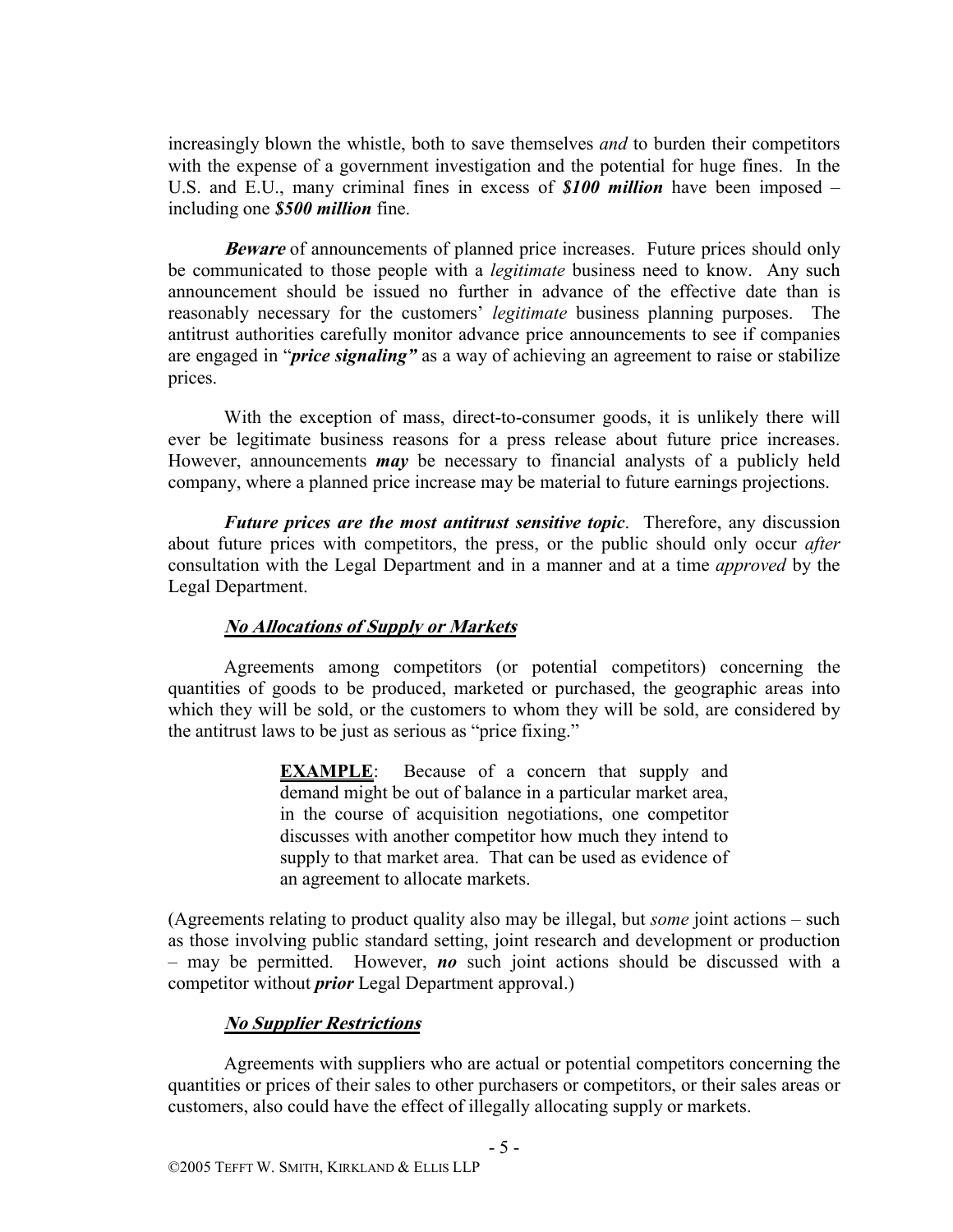increasingly blown the whistle, both to save themselves *and* to burden their competitors with the expense of a government investigation and the potential for huge fines. In the U.S. and E.U., many criminal fines in excess of ***$100 million*** have been imposed – including one ***$500 million*** fine.

***Beware*** of announcements of planned price increases. Future prices should only be communicated to those people with a *legitimate* business need to know. Any such announcement should be issued no further in advance of the effective date than is reasonably necessary for the customers' *legitimate* business planning purposes. The antitrust authorities carefully monitor advance price announcements to see if companies are engaged in "***price signaling"*** as a way of achieving an agreement to raise or stabilize prices.

With the exception of mass, direct-to-consumer goods, it is unlikely there will ever be legitimate business reasons for a press release about future price increases. However, announcements ***may*** be necessary to financial analysts of a publicly held company, where a planned price increase may be material to future earnings projections.

***Future prices are the most antitrust sensitive topic***. Therefore, any discussion about future prices with competitors, the press, or the public should only occur *after* consultation with the Legal Department and in a manner and at a time *approved* by the Legal Department.

### ***No Allocations of Supply or Markets***

Agreements among competitors (or potential competitors) concerning the quantities of goods to be produced, marketed or purchased, the geographic areas into which they will be sold, or the customers to whom they will be sold, are considered by the antitrust laws to be just as serious as "price fixing."

> **EXAMPLE**: Because of a concern that supply and demand might be out of balance in a particular market area, in the course of acquisition negotiations, one competitor discusses with another competitor how much they intend to supply to that market area. That can be used as evidence of an agreement to allocate markets.

(Agreements relating to product quality also may be illegal, but *some* joint actions – such as those involving public standard setting, joint research and development or production – may be permitted. However, ***no*** such joint actions should be discussed with a competitor without ***prior*** Legal Department approval.)

### ***No Supplier Restrictions***

Agreements with suppliers who are actual or potential competitors concerning the quantities or prices of their sales to other purchasers or competitors, or their sales areas or customers, also could have the effect of illegally allocating supply or markets.

©2005 TEFFT W. SMITH, KIRKLAND & ELLIS LLP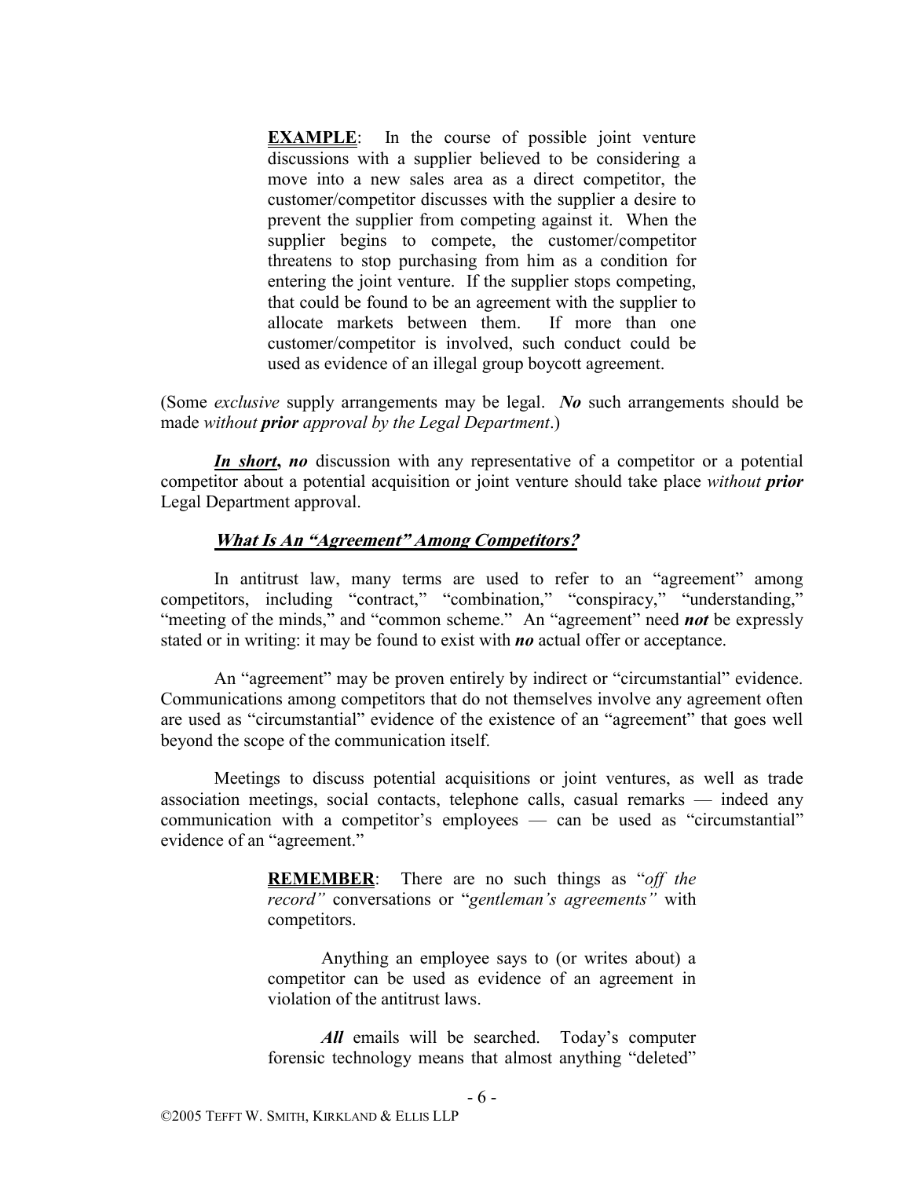> **EXAMPLE**: In the course of possible joint venture discussions with a supplier believed to be considering a move into a new sales area as a direct competitor, the customer/competitor discusses with the supplier a desire to prevent the supplier from competing against it. When the supplier begins to compete, the customer/competitor threatens to stop purchasing from him as a condition for entering the joint venture. If the supplier stops competing, that could be found to be an agreement with the supplier to allocate markets between them. If more than one customer/competitor is involved, such conduct could be used as evidence of an illegal group boycott agreement.

(Some *exclusive* supply arrangements may be legal. ***No*** such arrangements should be made *without **prior** approval by the Legal Department*.)

***In short*, *no*** discussion with any representative of a competitor or a potential competitor about a potential acquisition or joint venture should take place *without **prior*** Legal Department approval.

### *What Is An "Agreement" Among Competitors?*

In antitrust law, many terms are used to refer to an "agreement" among competitors, including "contract," "combination," "conspiracy," "understanding," "meeting of the minds," and "common scheme." An "agreement" need ***not*** be expressly stated or in writing: it may be found to exist with ***no*** actual offer or acceptance.

An "agreement" may be proven entirely by indirect or "circumstantial" evidence. Communications among competitors that do not themselves involve any agreement often are used as "circumstantial" evidence of the existence of an "agreement" that goes well beyond the scope of the communication itself.

Meetings to discuss potential acquisitions or joint ventures, as well as trade association meetings, social contacts, telephone calls, casual remarks — indeed any communication with a competitor's employees — can be used as "circumstantial" evidence of an "agreement."

> **REMEMBER**: There are no such things as "*off the record"* conversations or "*gentleman's agreements"* with competitors.
>
> Anything an employee says to (or writes about) a competitor can be used as evidence of an agreement in violation of the antitrust laws.
>
> ***All*** emails will be searched. Today's computer forensic technology means that almost anything "deleted"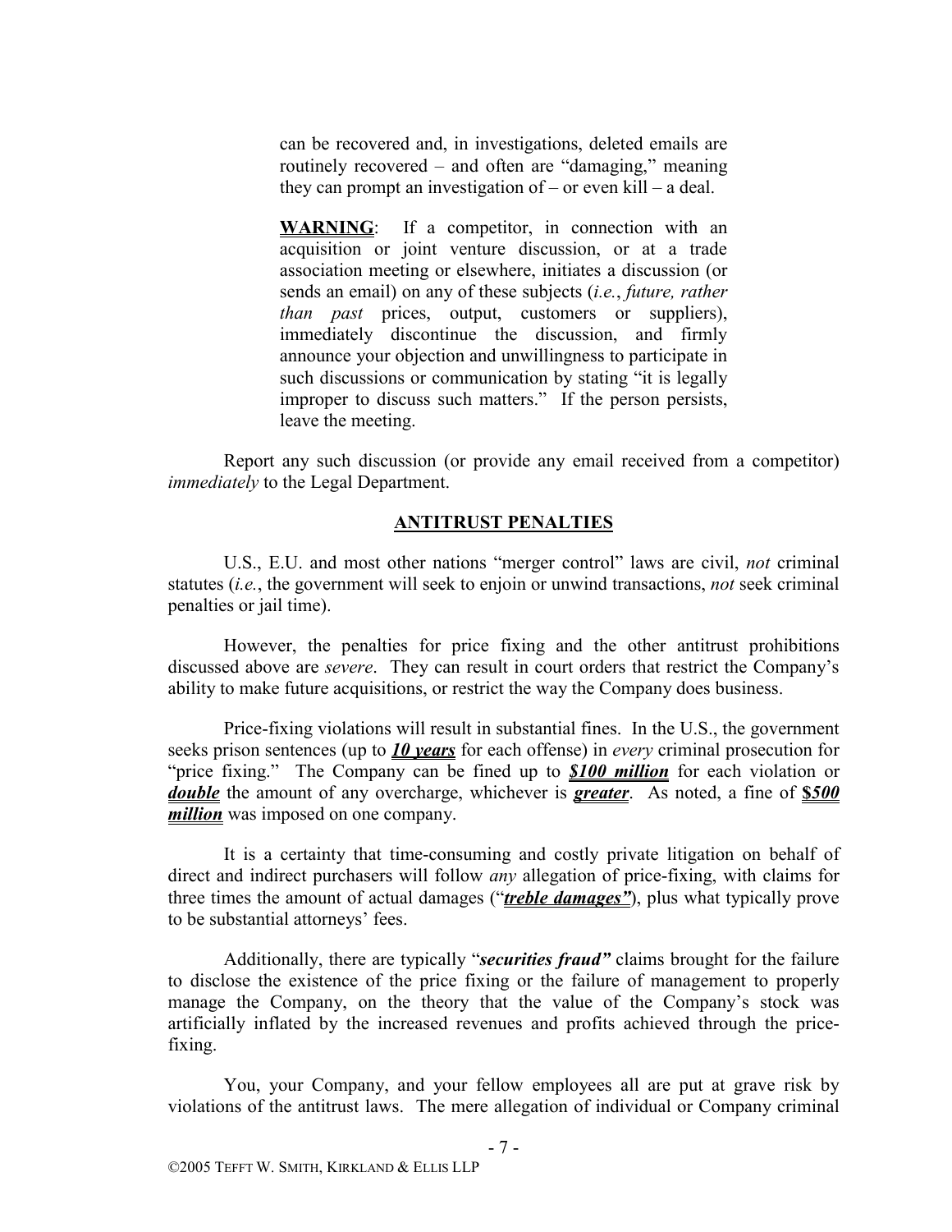can be recovered and, in investigations, deleted emails are routinely recovered – and often are "damaging," meaning they can prompt an investigation of – or even kill – a deal.

> **WARNING**: If a competitor, in connection with an acquisition or joint venture discussion, or at a trade association meeting or elsewhere, initiates a discussion (or sends an email) on any of these subjects (*i.e.*, *future, rather than past* prices, output, customers or suppliers), immediately discontinue the discussion, and firmly announce your objection and unwillingness to participate in such discussions or communication by stating "it is legally improper to discuss such matters." If the person persists, leave the meeting.

Report any such discussion (or provide any email received from a competitor) *immediately* to the Legal Department.

## ANTITRUST PENALTIES

U.S., E.U. and most other nations "merger control" laws are civil, *not* criminal statutes (*i.e.*, the government will seek to enjoin or unwind transactions, *not* seek criminal penalties or jail time).

However, the penalties for price fixing and the other antitrust prohibitions discussed above are *severe*. They can result in court orders that restrict the Company's ability to make future acquisitions, or restrict the way the Company does business.

Price-fixing violations will result in substantial fines. In the U.S., the government seeks prison sentences (up to ***10 years*** for each offense) in *every* criminal prosecution for "price fixing." The Company can be fined up to ***$100 million*** for each violation or ***double*** the amount of any overcharge, whichever is ***greater***. As noted, a fine of ***$500 million*** was imposed on one company.

It is a certainty that time-consuming and costly private litigation on behalf of direct and indirect purchasers will follow *any* allegation of price-fixing, with claims for three times the amount of actual damages ("***treble damages"***), plus what typically prove to be substantial attorneys' fees.

Additionally, there are typically "***securities fraud"*** claims brought for the failure to disclose the existence of the price fixing or the failure of management to properly manage the Company, on the theory that the value of the Company's stock was artificially inflated by the increased revenues and profits achieved through the price-fixing.

You, your Company, and your fellow employees all are put at grave risk by violations of the antitrust laws. The mere allegation of individual or Company criminal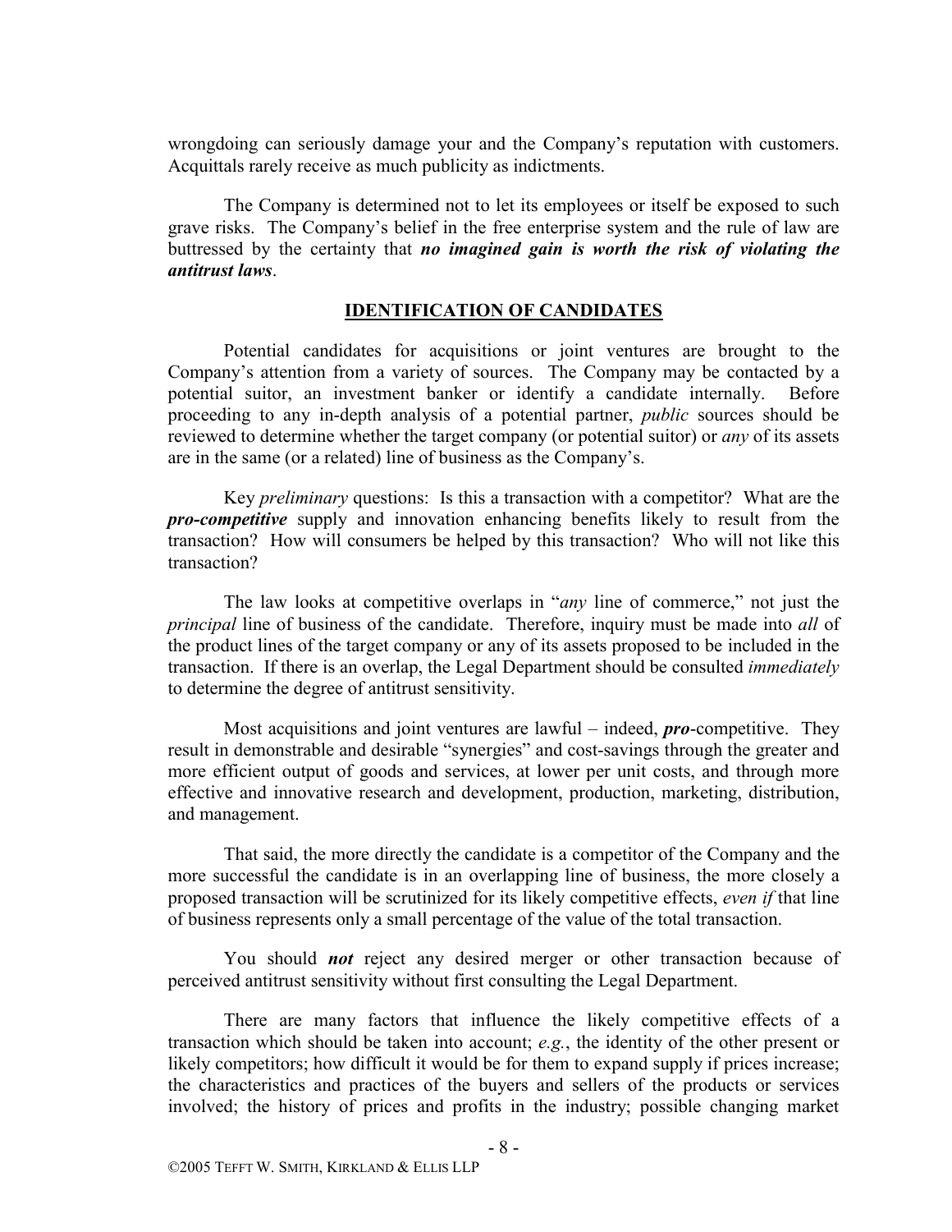wrongdoing can seriously damage your and the Company's reputation with customers. Acquittals rarely receive as much publicity as indictments.

The Company is determined not to let its employees or itself be exposed to such grave risks. The Company's belief in the free enterprise system and the rule of law are buttressed by the certainty that ***no imagined gain is worth the risk of violating the antitrust laws***.

## IDENTIFICATION OF CANDIDATES

Potential candidates for acquisitions or joint ventures are brought to the Company's attention from a variety of sources. The Company may be contacted by a potential suitor, an investment banker or identify a candidate internally. Before proceeding to any in-depth analysis of a potential partner, *public* sources should be reviewed to determine whether the target company (or potential suitor) or *any* of its assets are in the same (or a related) line of business as the Company's.

Key *preliminary* questions: Is this a transaction with a competitor? What are the ***pro-competitive*** supply and innovation enhancing benefits likely to result from the transaction? How will consumers be helped by this transaction? Who will not like this transaction?

The law looks at competitive overlaps in "*any* line of commerce," not just the *principal* line of business of the candidate. Therefore, inquiry must be made into *all* of the product lines of the target company or any of its assets proposed to be included in the transaction. If there is an overlap, the Legal Department should be consulted *immediately* to determine the degree of antitrust sensitivity.

Most acquisitions and joint ventures are lawful – indeed, ***pro***-competitive. They result in demonstrable and desirable "synergies" and cost-savings through the greater and more efficient output of goods and services, at lower per unit costs, and through more effective and innovative research and development, production, marketing, distribution, and management.

That said, the more directly the candidate is a competitor of the Company and the more successful the candidate is in an overlapping line of business, the more closely a proposed transaction will be scrutinized for its likely competitive effects, *even if* that line of business represents only a small percentage of the value of the total transaction.

You should ***not*** reject any desired merger or other transaction because of perceived antitrust sensitivity without first consulting the Legal Department.

There are many factors that influence the likely competitive effects of a transaction which should be taken into account; *e.g.*, the identity of the other present or likely competitors; how difficult it would be for them to expand supply if prices increase; the characteristics and practices of the buyers and sellers of the products or services involved; the history of prices and profits in the industry; possible changing market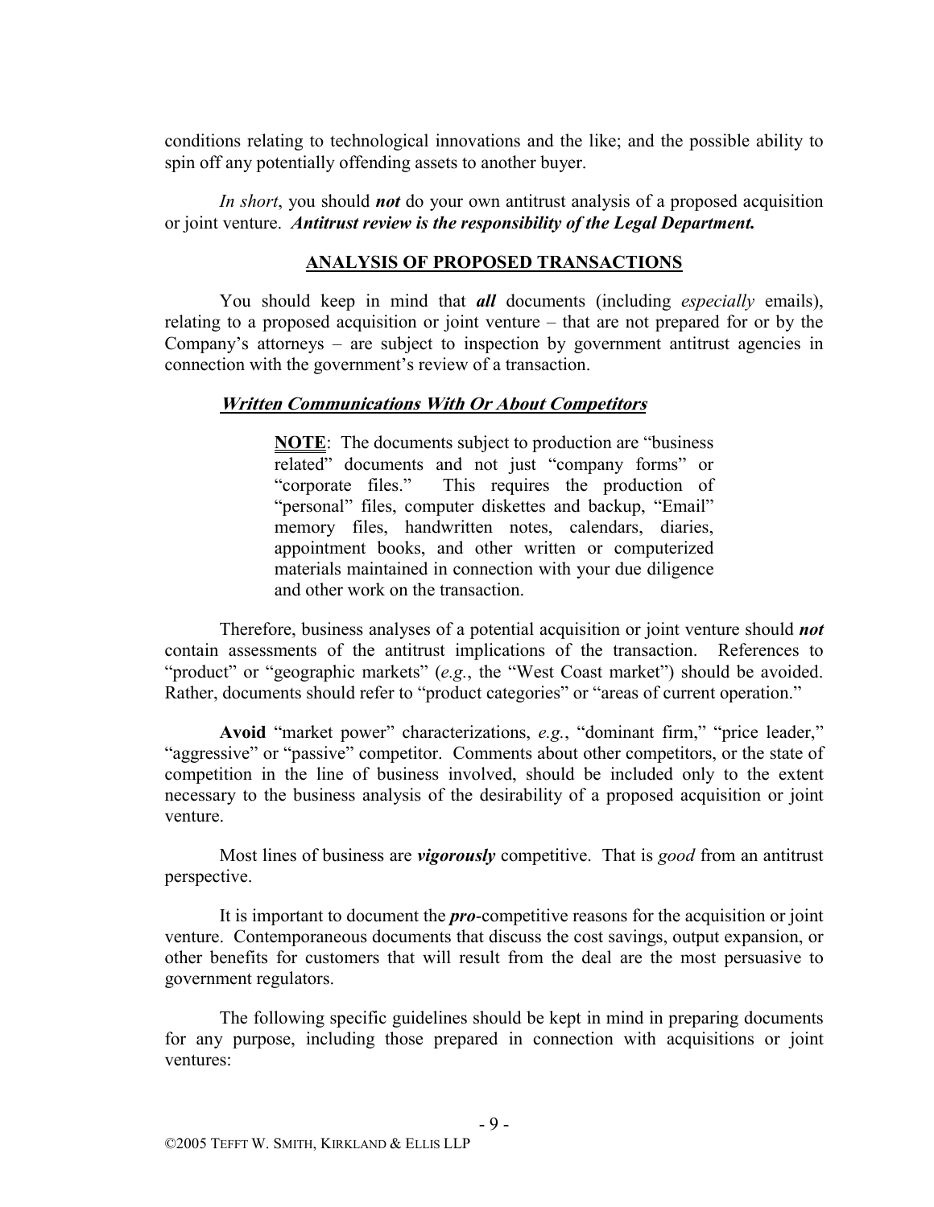conditions relating to technological innovations and the like; and the possible ability to spin off any potentially offending assets to another buyer.

*In short*, you should ***not*** do your own antitrust analysis of a proposed acquisition or joint venture. ***Antitrust review is the responsibility of the Legal Department.***

## ANALYSIS OF PROPOSED TRANSACTIONS

You should keep in mind that ***all*** documents (including *especially* emails), relating to a proposed acquisition or joint venture – that are not prepared for or by the Company's attorneys – are subject to inspection by government antitrust agencies in connection with the government's review of a transaction.

### *Written Communications With Or About Competitors*

> **NOTE**: The documents subject to production are "business related" documents and not just "company forms" or "corporate files." This requires the production of "personal" files, computer diskettes and backup, "Email" memory files, handwritten notes, calendars, diaries, appointment books, and other written or computerized materials maintained in connection with your due diligence and other work on the transaction.

Therefore, business analyses of a potential acquisition or joint venture should ***not*** contain assessments of the antitrust implications of the transaction. References to "product" or "geographic markets" (*e.g.*, the "West Coast market") should be avoided. Rather, documents should refer to "product categories" or "areas of current operation."

**Avoid** "market power" characterizations, *e.g.*, "dominant firm," "price leader," "aggressive" or "passive" competitor. Comments about other competitors, or the state of competition in the line of business involved, should be included only to the extent necessary to the business analysis of the desirability of a proposed acquisition or joint venture.

Most lines of business are ***vigorously*** competitive. That is *good* from an antitrust perspective.

It is important to document the ***pro***-competitive reasons for the acquisition or joint venture. Contemporaneous documents that discuss the cost savings, output expansion, or other benefits for customers that will result from the deal are the most persuasive to government regulators.

The following specific guidelines should be kept in mind in preparing documents for any purpose, including those prepared in connection with acquisitions or joint ventures: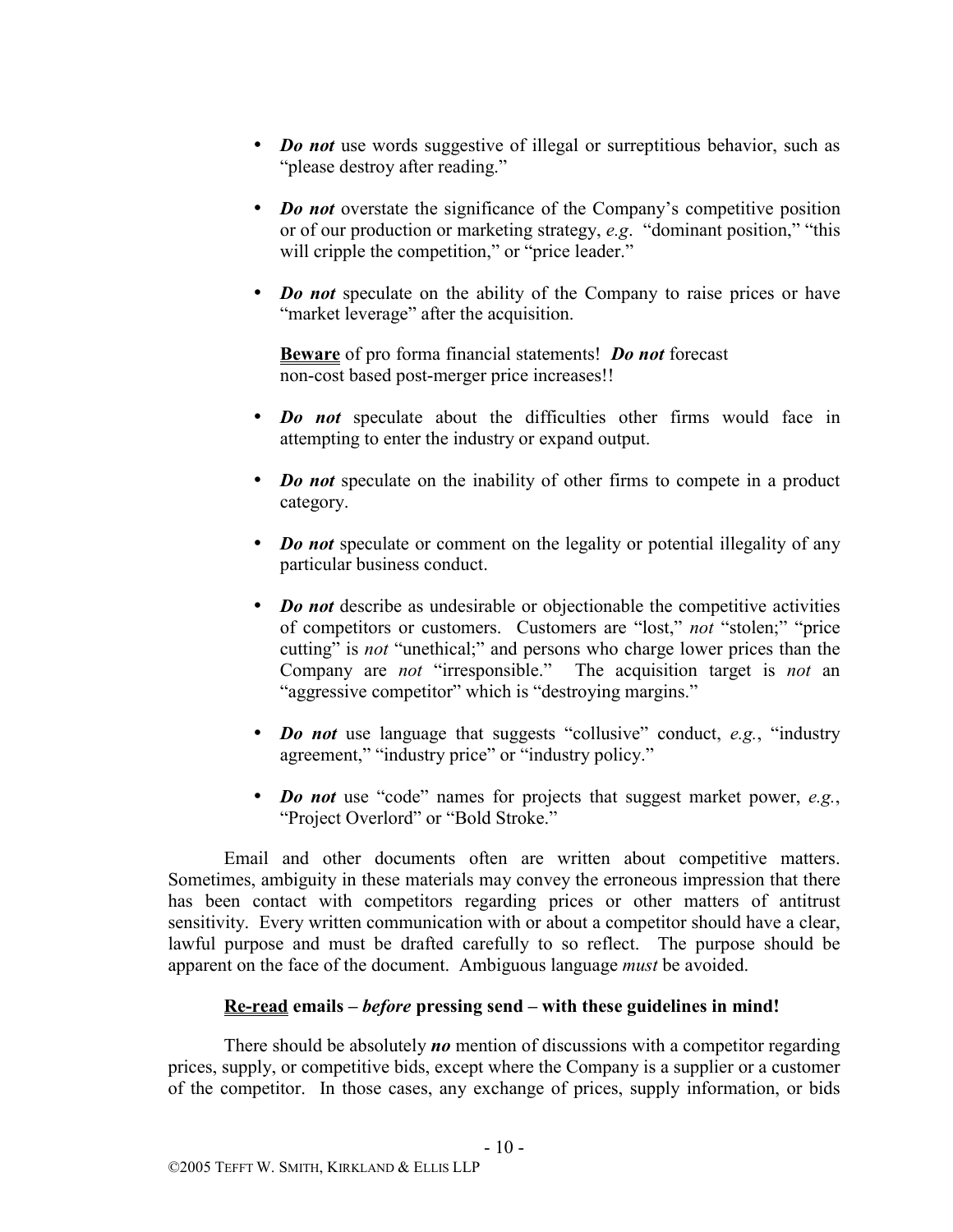- ***Do not*** use words suggestive of illegal or surreptitious behavior, such as "please destroy after reading."

- ***Do not*** overstate the significance of the Company's competitive position or of our production or marketing strategy, *e.g*. "dominant position," "this will cripple the competition," or "price leader."

- ***Do not*** speculate on the ability of the Company to raise prices or have "market leverage" after the acquisition.

  **Beware** of pro forma financial statements! ***Do not*** forecast non-cost based post-merger price increases!!

- ***Do not*** speculate about the difficulties other firms would face in attempting to enter the industry or expand output.

- ***Do not*** speculate on the inability of other firms to compete in a product category.

- ***Do not*** speculate or comment on the legality or potential illegality of any particular business conduct.

- ***Do not*** describe as undesirable or objectionable the competitive activities of competitors or customers. Customers are "lost," *not* "stolen;" "price cutting" is *not* "unethical;" and persons who charge lower prices than the Company are *not* "irresponsible." The acquisition target is *not* an "aggressive competitor" which is "destroying margins."

- ***Do not*** use language that suggests "collusive" conduct, *e.g.*, "industry agreement," "industry price" or "industry policy."

- ***Do not*** use "code" names for projects that suggest market power, *e.g.*, "Project Overlord" or "Bold Stroke."

Email and other documents often are written about competitive matters. Sometimes, ambiguity in these materials may convey the erroneous impression that there has been contact with competitors regarding prices or other matters of antitrust sensitivity. Every written communication with or about a competitor should have a clear, lawful purpose and must be drafted carefully to so reflect. The purpose should be apparent on the face of the document. Ambiguous language *must* be avoided.

**Re-read emails – *before* pressing send – with these guidelines in mind!**

There should be absolutely ***no*** mention of discussions with a competitor regarding prices, supply, or competitive bids, except where the Company is a supplier or a customer of the competitor. In those cases, any exchange of prices, supply information, or bids

©2005 Tefft W. Smith, Kirkland & Ellis LLP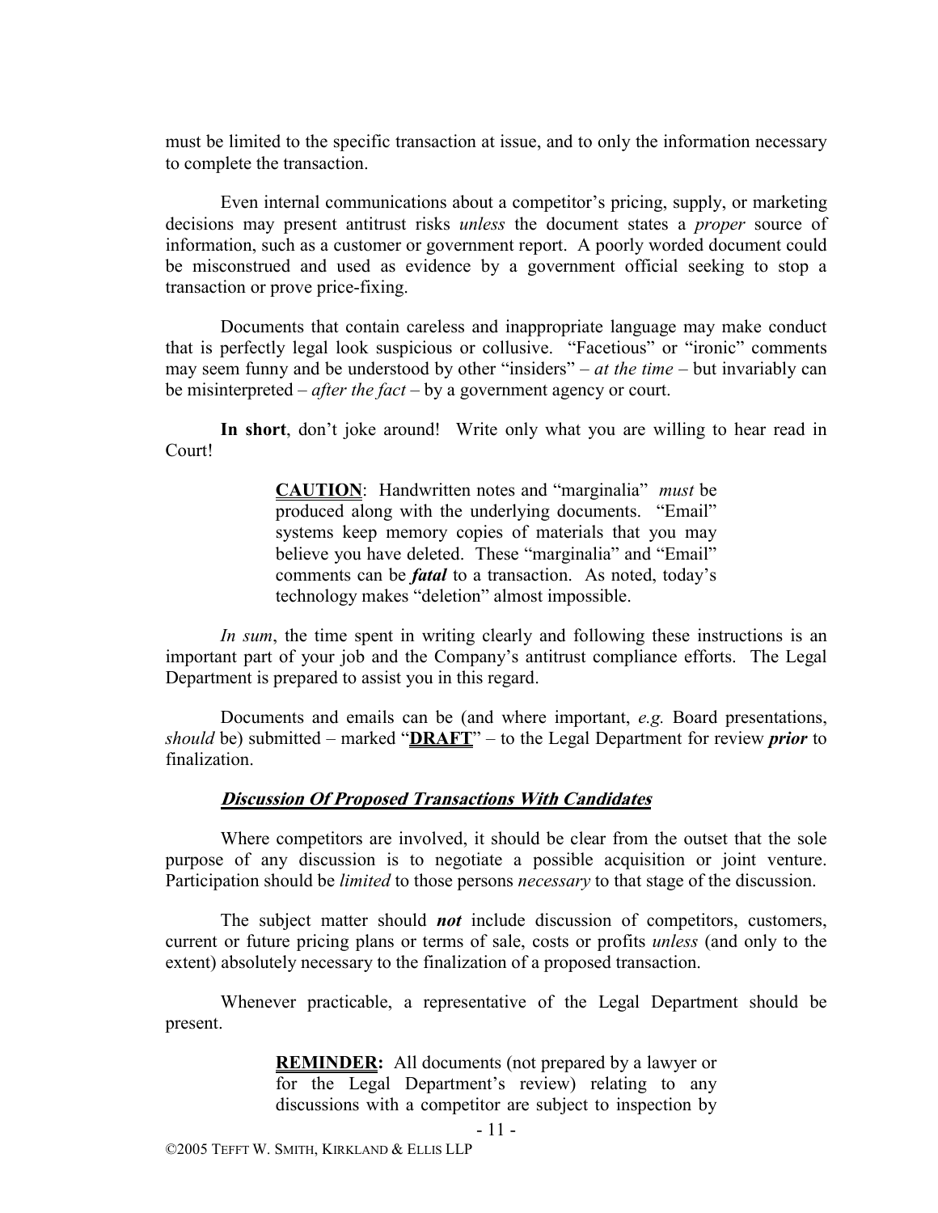must be limited to the specific transaction at issue, and to only the information necessary to complete the transaction.

Even internal communications about a competitor's pricing, supply, or marketing decisions may present antitrust risks *unless* the document states a *proper* source of information, such as a customer or government report. A poorly worded document could be misconstrued and used as evidence by a government official seeking to stop a transaction or prove price-fixing.

Documents that contain careless and inappropriate language may make conduct that is perfectly legal look suspicious or collusive. "Facetious" or "ironic" comments may seem funny and be understood by other "insiders" – *at the time* – but invariably can be misinterpreted – *after the fact* – by a government agency or court.

**In short**, don't joke around! Write only what you are willing to hear read in Court!

> **CAUTION**: Handwritten notes and "marginalia" *must* be produced along with the underlying documents. "Email" systems keep memory copies of materials that you may believe you have deleted. These "marginalia" and "Email" comments can be ***fatal*** to a transaction. As noted, today's technology makes "deletion" almost impossible.

*In sum*, the time spent in writing clearly and following these instructions is an important part of your job and the Company's antitrust compliance efforts. The Legal Department is prepared to assist you in this regard.

Documents and emails can be (and where important, *e.g.* Board presentations, *should* be) submitted – marked "**DRAFT**" – to the Legal Department for review ***prior*** to finalization.

### ***Discussion Of Proposed Transactions With Candidates***

Where competitors are involved, it should be clear from the outset that the sole purpose of any discussion is to negotiate a possible acquisition or joint venture. Participation should be *limited* to those persons *necessary* to that stage of the discussion.

The subject matter should ***not*** include discussion of competitors, customers, current or future pricing plans or terms of sale, costs or profits *unless* (and only to the extent) absolutely necessary to the finalization of a proposed transaction.

Whenever practicable, a representative of the Legal Department should be present.

> **REMINDER:** All documents (not prepared by a lawyer or for the Legal Department's review) relating to any discussions with a competitor are subject to inspection by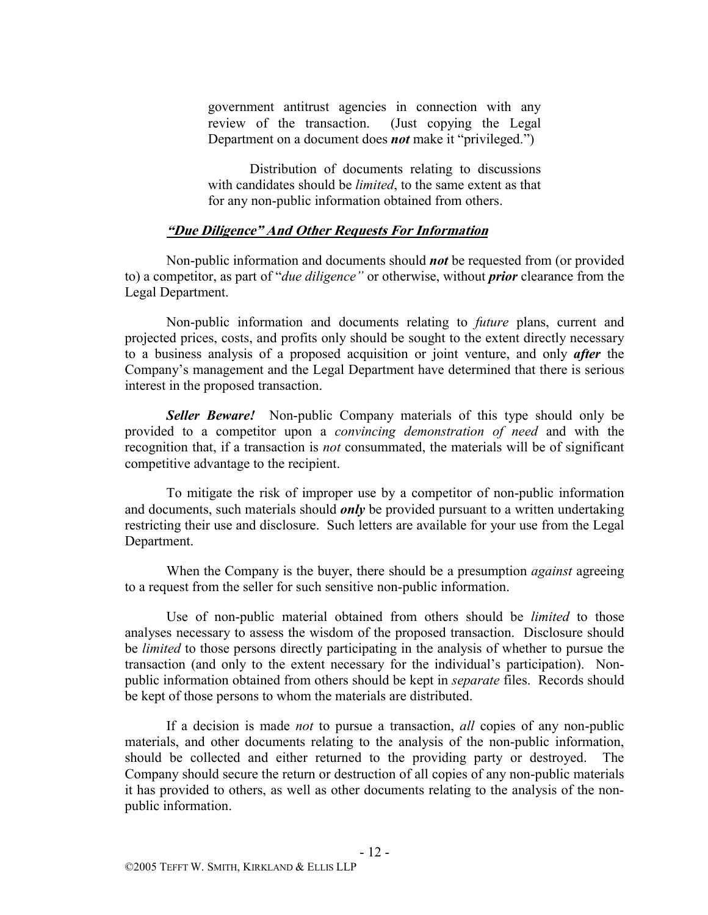government antitrust agencies in connection with any review of the transaction. (Just copying the Legal Department on a document does ***not*** make it "privileged.")

Distribution of documents relating to discussions with candidates should be *limited*, to the same extent as that for any non-public information obtained from others.

### ***"Due Diligence" And Other Requests For Information***

Non-public information and documents should ***not*** be requested from (or provided to) a competitor, as part of "*due diligence"* or otherwise, without ***prior*** clearance from the Legal Department.

Non-public information and documents relating to *future* plans, current and projected prices, costs, and profits only should be sought to the extent directly necessary to a business analysis of a proposed acquisition or joint venture, and only ***after*** the Company's management and the Legal Department have determined that there is serious interest in the proposed transaction.

***Seller Beware!*** Non-public Company materials of this type should only be provided to a competitor upon a *convincing demonstration of need* and with the recognition that, if a transaction is *not* consummated, the materials will be of significant competitive advantage to the recipient.

To mitigate the risk of improper use by a competitor of non-public information and documents, such materials should ***only*** be provided pursuant to a written undertaking restricting their use and disclosure. Such letters are available for your use from the Legal Department.

When the Company is the buyer, there should be a presumption *against* agreeing to a request from the seller for such sensitive non-public information.

Use of non-public material obtained from others should be *limited* to those analyses necessary to assess the wisdom of the proposed transaction. Disclosure should be *limited* to those persons directly participating in the analysis of whether to pursue the transaction (and only to the extent necessary for the individual's participation). Non-public information obtained from others should be kept in *separate* files. Records should be kept of those persons to whom the materials are distributed.

If a decision is made *not* to pursue a transaction, *all* copies of any non-public materials, and other documents relating to the analysis of the non-public information, should be collected and either returned to the providing party or destroyed. The Company should secure the return or destruction of all copies of any non-public materials it has provided to others, as well as other documents relating to the analysis of the non-public information.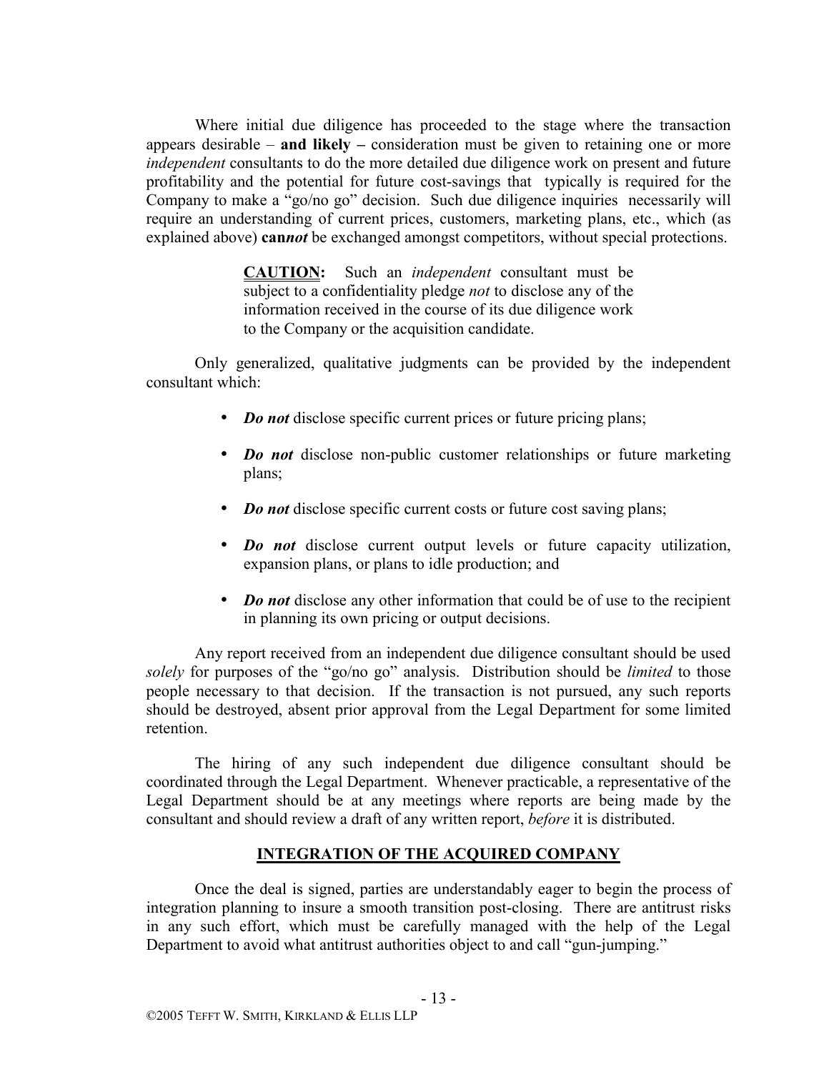Where initial due diligence has proceeded to the stage where the transaction appears desirable – **and likely –** consideration must be given to retaining one or more *independent* consultants to do the more detailed due diligence work on present and future profitability and the potential for future cost-savings that typically is required for the Company to make a "go/no go" decision. Such due diligence inquiries necessarily will require an understanding of current prices, customers, marketing plans, etc., which (as explained above) **can*not*** be exchanged amongst competitors, without special protections.

> **CAUTION:** Such an *independent* consultant must be subject to a confidentiality pledge *not* to disclose any of the information received in the course of its due diligence work to the Company or the acquisition candidate.

Only generalized, qualitative judgments can be provided by the independent consultant which:

- ***Do not*** disclose specific current prices or future pricing plans;
- ***Do not*** disclose non-public customer relationships or future marketing plans;
- ***Do not*** disclose specific current costs or future cost saving plans;
- ***Do not*** disclose current output levels or future capacity utilization, expansion plans, or plans to idle production; and
- ***Do not*** disclose any other information that could be of use to the recipient in planning its own pricing or output decisions.

Any report received from an independent due diligence consultant should be used *solely* for purposes of the "go/no go" analysis. Distribution should be *limited* to those people necessary to that decision. If the transaction is not pursued, any such reports should be destroyed, absent prior approval from the Legal Department for some limited retention.

The hiring of any such independent due diligence consultant should be coordinated through the Legal Department. Whenever practicable, a representative of the Legal Department should be at any meetings where reports are being made by the consultant and should review a draft of any written report, *before* it is distributed.

## INTEGRATION OF THE ACQUIRED COMPANY

Once the deal is signed, parties are understandably eager to begin the process of integration planning to insure a smooth transition post-closing. There are antitrust risks in any such effort, which must be carefully managed with the help of the Legal Department to avoid what antitrust authorities object to and call "gun-jumping."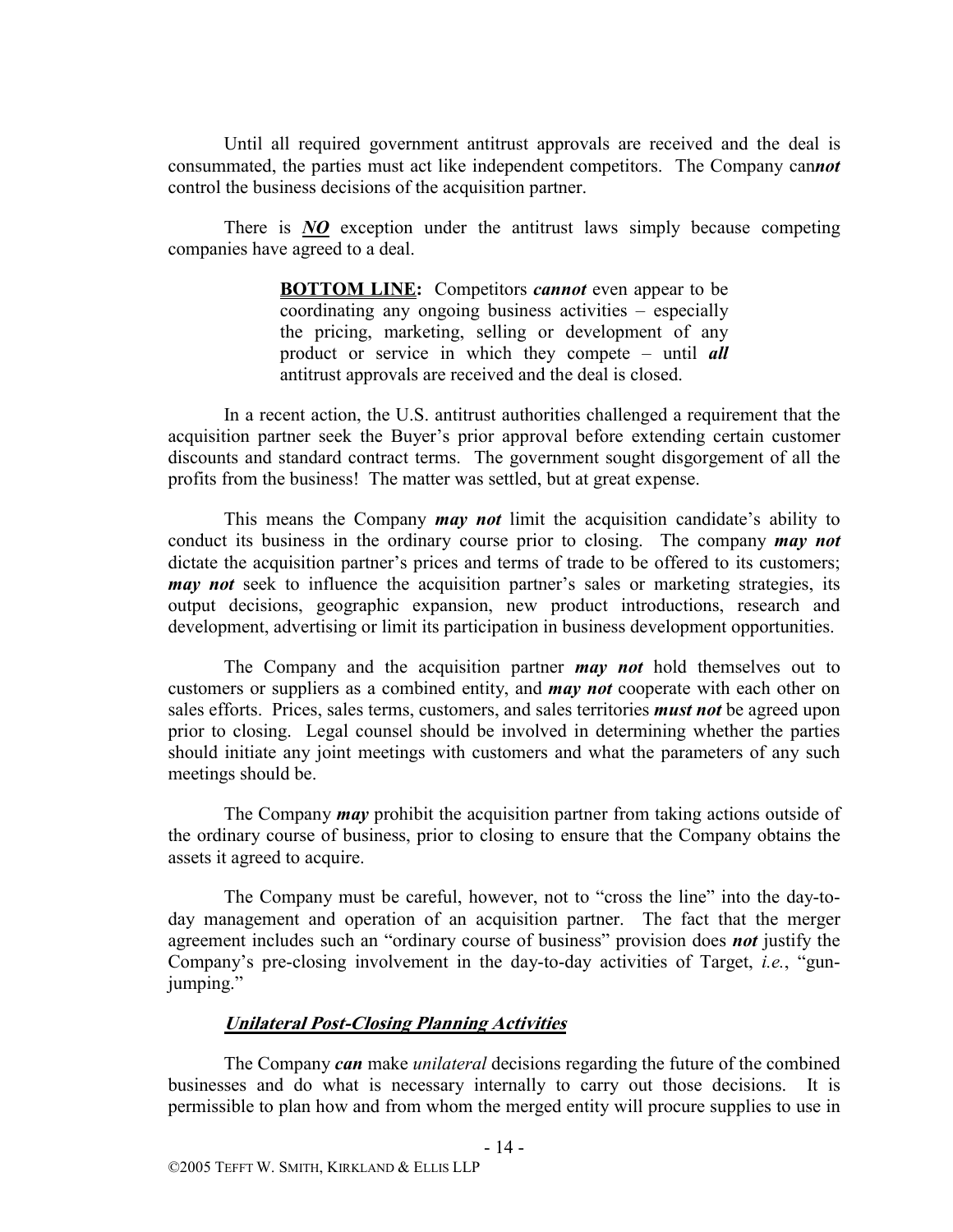Until all required government antitrust approvals are received and the deal is consummated, the parties must act like independent competitors. The Company can***not*** control the business decisions of the acquisition partner.

There is ***NO*** exception under the antitrust laws simply because competing companies have agreed to a deal.

> **BOTTOM LINE:** Competitors ***cannot*** even appear to be coordinating any ongoing business activities – especially the pricing, marketing, selling or development of any product or service in which they compete – until ***all*** antitrust approvals are received and the deal is closed.

In a recent action, the U.S. antitrust authorities challenged a requirement that the acquisition partner seek the Buyer's prior approval before extending certain customer discounts and standard contract terms. The government sought disgorgement of all the profits from the business! The matter was settled, but at great expense.

This means the Company ***may not*** limit the acquisition candidate's ability to conduct its business in the ordinary course prior to closing. The company ***may not*** dictate the acquisition partner's prices and terms of trade to be offered to its customers; ***may not*** seek to influence the acquisition partner's sales or marketing strategies, its output decisions, geographic expansion, new product introductions, research and development, advertising or limit its participation in business development opportunities.

The Company and the acquisition partner ***may not*** hold themselves out to customers or suppliers as a combined entity, and ***may not*** cooperate with each other on sales efforts. Prices, sales terms, customers, and sales territories ***must not*** be agreed upon prior to closing. Legal counsel should be involved in determining whether the parties should initiate any joint meetings with customers and what the parameters of any such meetings should be.

The Company ***may*** prohibit the acquisition partner from taking actions outside of the ordinary course of business, prior to closing to ensure that the Company obtains the assets it agreed to acquire.

The Company must be careful, however, not to "cross the line" into the day-to-day management and operation of an acquisition partner. The fact that the merger agreement includes such an "ordinary course of business" provision does ***not*** justify the Company's pre-closing involvement in the day-to-day activities of Target, *i.e.*, "gun-jumping."

### ***Unilateral Post-Closing Planning Activities***

The Company ***can*** make *unilateral* decisions regarding the future of the combined businesses and do what is necessary internally to carry out those decisions. It is permissible to plan how and from whom the merged entity will procure supplies to use in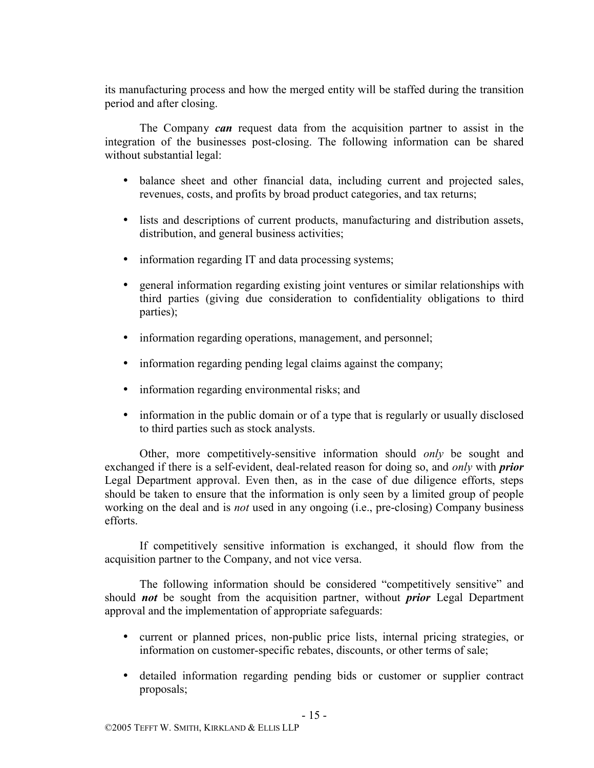its manufacturing process and how the merged entity will be staffed during the transition period and after closing.

The Company ***can*** request data from the acquisition partner to assist in the integration of the businesses post-closing. The following information can be shared without substantial legal:

- balance sheet and other financial data, including current and projected sales, revenues, costs, and profits by broad product categories, and tax returns;
- lists and descriptions of current products, manufacturing and distribution assets, distribution, and general business activities;
- information regarding IT and data processing systems;
- general information regarding existing joint ventures or similar relationships with third parties (giving due consideration to confidentiality obligations to third parties);
- information regarding operations, management, and personnel;
- information regarding pending legal claims against the company;
- information regarding environmental risks; and
- information in the public domain or of a type that is regularly or usually disclosed to third parties such as stock analysts.

Other, more competitively-sensitive information should *only* be sought and exchanged if there is a self-evident, deal-related reason for doing so, and *only* with ***prior*** Legal Department approval. Even then, as in the case of due diligence efforts, steps should be taken to ensure that the information is only seen by a limited group of people working on the deal and is *not* used in any ongoing (i.e., pre-closing) Company business efforts.

If competitively sensitive information is exchanged, it should flow from the acquisition partner to the Company, and not vice versa.

The following information should be considered "competitively sensitive" and should ***not*** be sought from the acquisition partner, without ***prior*** Legal Department approval and the implementation of appropriate safeguards:

- current or planned prices, non-public price lists, internal pricing strategies, or information on customer-specific rebates, discounts, or other terms of sale;
- detailed information regarding pending bids or customer or supplier contract proposals;

©2005 TEFFT W. SMITH, KIRKLAND & ELLIS LLP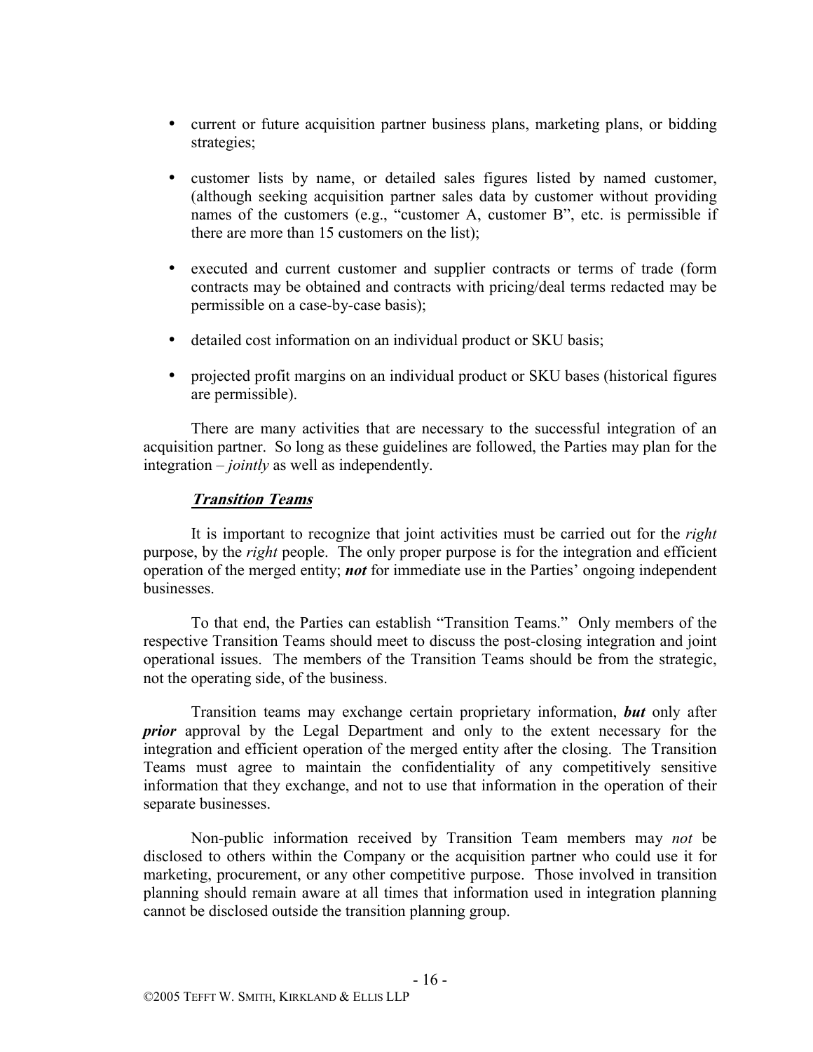- current or future acquisition partner business plans, marketing plans, or bidding strategies;
- customer lists by name, or detailed sales figures listed by named customer, (although seeking acquisition partner sales data by customer without providing names of the customers (e.g., "customer A, customer B", etc. is permissible if there are more than 15 customers on the list);
- executed and current customer and supplier contracts or terms of trade (form contracts may be obtained and contracts with pricing/deal terms redacted may be permissible on a case-by-case basis);
- detailed cost information on an individual product or SKU basis;
- projected profit margins on an individual product or SKU bases (historical figures are permissible).

There are many activities that are necessary to the successful integration of an acquisition partner. So long as these guidelines are followed, the Parties may plan for the integration – *jointly* as well as independently.

### ***Transition Teams***

It is important to recognize that joint activities must be carried out for the *right* purpose, by the *right* people. The only proper purpose is for the integration and efficient operation of the merged entity; ***not*** for immediate use in the Parties' ongoing independent businesses.

To that end, the Parties can establish "Transition Teams." Only members of the respective Transition Teams should meet to discuss the post-closing integration and joint operational issues. The members of the Transition Teams should be from the strategic, not the operating side, of the business.

Transition teams may exchange certain proprietary information, ***but*** only after ***prior*** approval by the Legal Department and only to the extent necessary for the integration and efficient operation of the merged entity after the closing. The Transition Teams must agree to maintain the confidentiality of any competitively sensitive information that they exchange, and not to use that information in the operation of their separate businesses.

Non-public information received by Transition Team members may *not* be disclosed to others within the Company or the acquisition partner who could use it for marketing, procurement, or any other competitive purpose. Those involved in transition planning should remain aware at all times that information used in integration planning cannot be disclosed outside the transition planning group.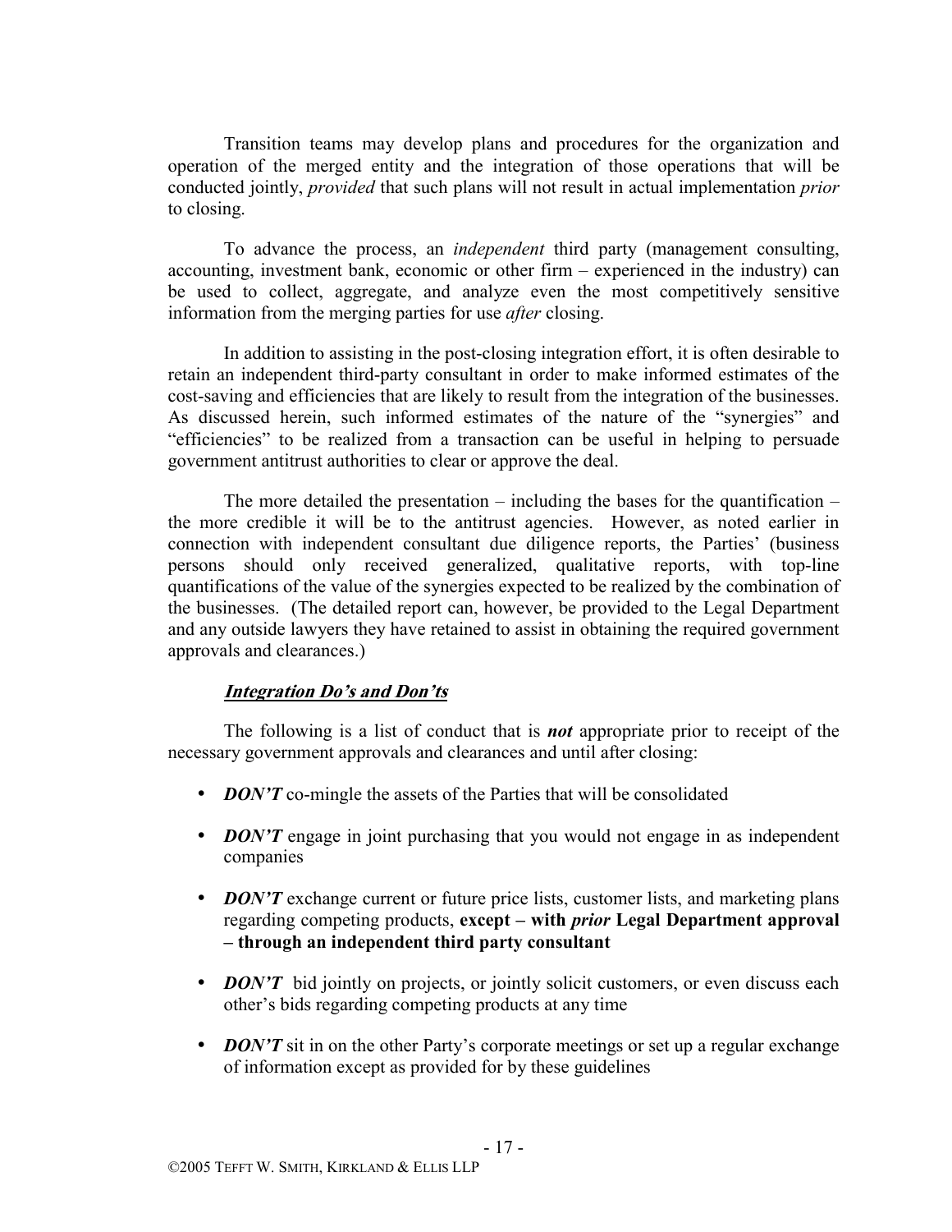Transition teams may develop plans and procedures for the organization and operation of the merged entity and the integration of those operations that will be conducted jointly, *provided* that such plans will not result in actual implementation *prior* to closing.

To advance the process, an *independent* third party (management consulting, accounting, investment bank, economic or other firm – experienced in the industry) can be used to collect, aggregate, and analyze even the most competitively sensitive information from the merging parties for use *after* closing.

In addition to assisting in the post-closing integration effort, it is often desirable to retain an independent third-party consultant in order to make informed estimates of the cost-saving and efficiencies that are likely to result from the integration of the businesses. As discussed herein, such informed estimates of the nature of the "synergies" and "efficiencies" to be realized from a transaction can be useful in helping to persuade government antitrust authorities to clear or approve the deal.

The more detailed the presentation – including the bases for the quantification – the more credible it will be to the antitrust agencies. However, as noted earlier in connection with independent consultant due diligence reports, the Parties' (business persons should only received generalized, qualitative reports, with top-line quantifications of the value of the synergies expected to be realized by the combination of the businesses. (The detailed report can, however, be provided to the Legal Department and any outside lawyers they have retained to assist in obtaining the required government approvals and clearances.)

### ***Integration Do's and Don'ts***

The following is a list of conduct that is ***not*** appropriate prior to receipt of the necessary government approvals and clearances and until after closing:

- ***DON'T*** co-mingle the assets of the Parties that will be consolidated
- ***DON'T*** engage in joint purchasing that you would not engage in as independent companies
- ***DON'T*** exchange current or future price lists, customer lists, and marketing plans regarding competing products, **except – with *prior* Legal Department approval – through an independent third party consultant**
- ***DON'T*** bid jointly on projects, or jointly solicit customers, or even discuss each other's bids regarding competing products at any time
- ***DON'T*** sit in on the other Party's corporate meetings or set up a regular exchange of information except as provided for by these guidelines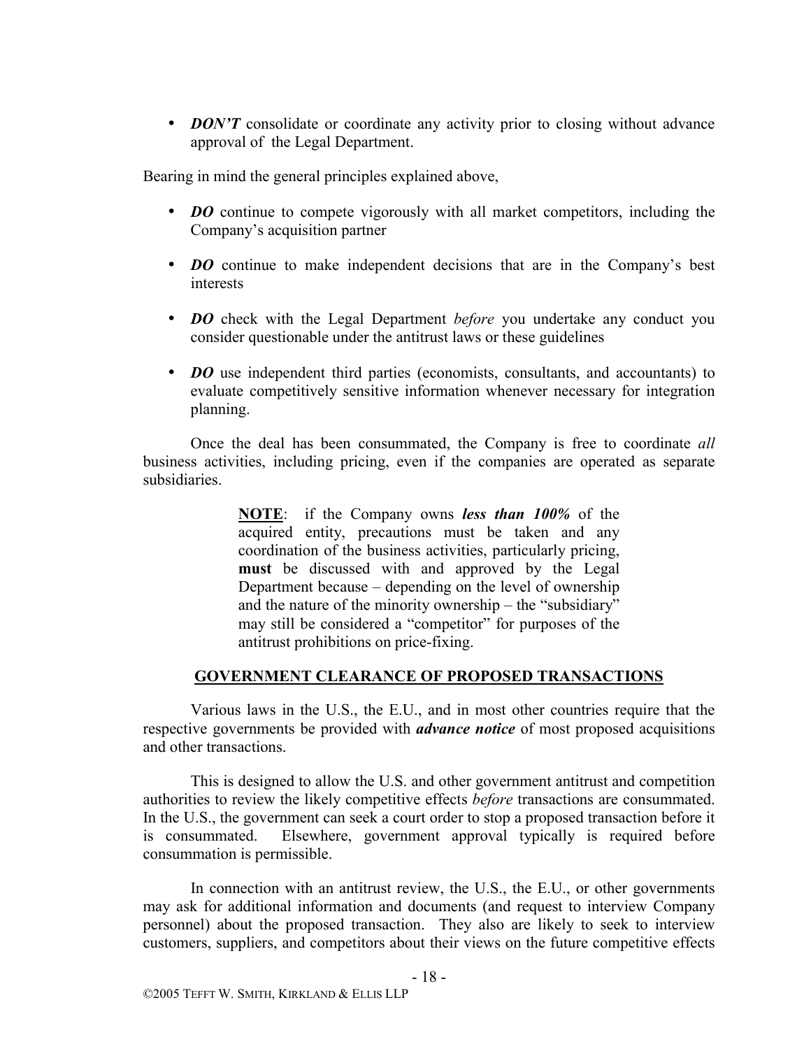- ***DON'T*** consolidate or coordinate any activity prior to closing without advance approval of the Legal Department.

Bearing in mind the general principles explained above,

- ***DO*** continue to compete vigorously with all market competitors, including the Company's acquisition partner
- ***DO*** continue to make independent decisions that are in the Company's best interests
- ***DO*** check with the Legal Department *before* you undertake any conduct you consider questionable under the antitrust laws or these guidelines
- ***DO*** use independent third parties (economists, consultants, and accountants) to evaluate competitively sensitive information whenever necessary for integration planning.

Once the deal has been consummated, the Company is free to coordinate *all* business activities, including pricing, even if the companies are operated as separate subsidiaries.

> **NOTE**: if the Company owns ***less than 100%*** of the acquired entity, precautions must be taken and any coordination of the business activities, particularly pricing, **must** be discussed with and approved by the Legal Department because – depending on the level of ownership and the nature of the minority ownership – the "subsidiary" may still be considered a "competitor" for purposes of the antitrust prohibitions on price-fixing.

## GOVERNMENT CLEARANCE OF PROPOSED TRANSACTIONS

Various laws in the U.S., the E.U., and in most other countries require that the respective governments be provided with ***advance notice*** of most proposed acquisitions and other transactions.

This is designed to allow the U.S. and other government antitrust and competition authorities to review the likely competitive effects *before* transactions are consummated. In the U.S., the government can seek a court order to stop a proposed transaction before it is consummated. Elsewhere, government approval typically is required before consummation is permissible.

In connection with an antitrust review, the U.S., the E.U., or other governments may ask for additional information and documents (and request to interview Company personnel) about the proposed transaction. They also are likely to seek to interview customers, suppliers, and competitors about their views on the future competitive effects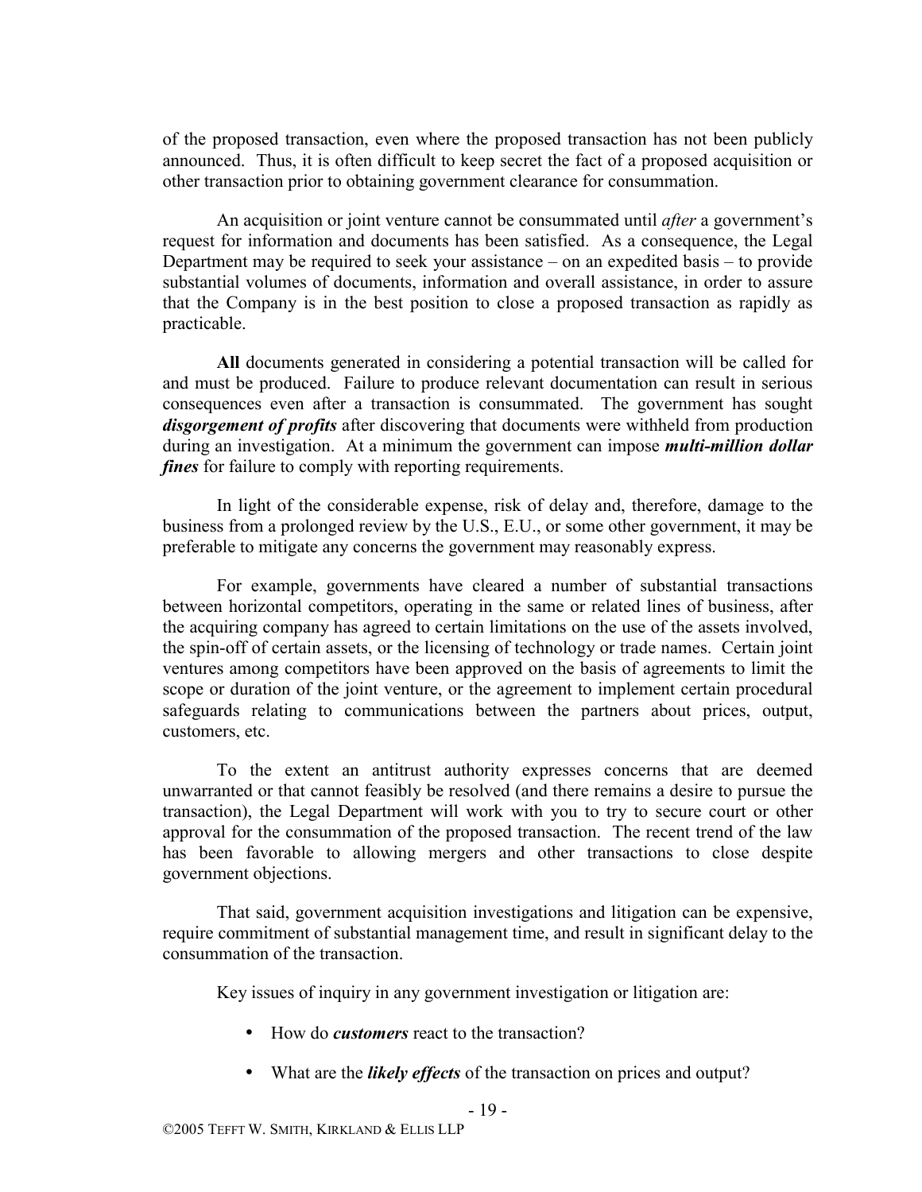of the proposed transaction, even where the proposed transaction has not been publicly announced. Thus, it is often difficult to keep secret the fact of a proposed acquisition or other transaction prior to obtaining government clearance for consummation.

An acquisition or joint venture cannot be consummated until *after* a government's request for information and documents has been satisfied. As a consequence, the Legal Department may be required to seek your assistance – on an expedited basis – to provide substantial volumes of documents, information and overall assistance, in order to assure that the Company is in the best position to close a proposed transaction as rapidly as practicable.

**All** documents generated in considering a potential transaction will be called for and must be produced. Failure to produce relevant documentation can result in serious consequences even after a transaction is consummated. The government has sought ***disgorgement of profits*** after discovering that documents were withheld from production during an investigation. At a minimum the government can impose ***multi-million dollar fines*** for failure to comply with reporting requirements.

In light of the considerable expense, risk of delay and, therefore, damage to the business from a prolonged review by the U.S., E.U., or some other government, it may be preferable to mitigate any concerns the government may reasonably express.

For example, governments have cleared a number of substantial transactions between horizontal competitors, operating in the same or related lines of business, after the acquiring company has agreed to certain limitations on the use of the assets involved, the spin-off of certain assets, or the licensing of technology or trade names. Certain joint ventures among competitors have been approved on the basis of agreements to limit the scope or duration of the joint venture, or the agreement to implement certain procedural safeguards relating to communications between the partners about prices, output, customers, etc.

To the extent an antitrust authority expresses concerns that are deemed unwarranted or that cannot feasibly be resolved (and there remains a desire to pursue the transaction), the Legal Department will work with you to try to secure court or other approval for the consummation of the proposed transaction. The recent trend of the law has been favorable to allowing mergers and other transactions to close despite government objections.

That said, government acquisition investigations and litigation can be expensive, require commitment of substantial management time, and result in significant delay to the consummation of the transaction.

Key issues of inquiry in any government investigation or litigation are:

- How do ***customers*** react to the transaction?
- What are the ***likely effects*** of the transaction on prices and output?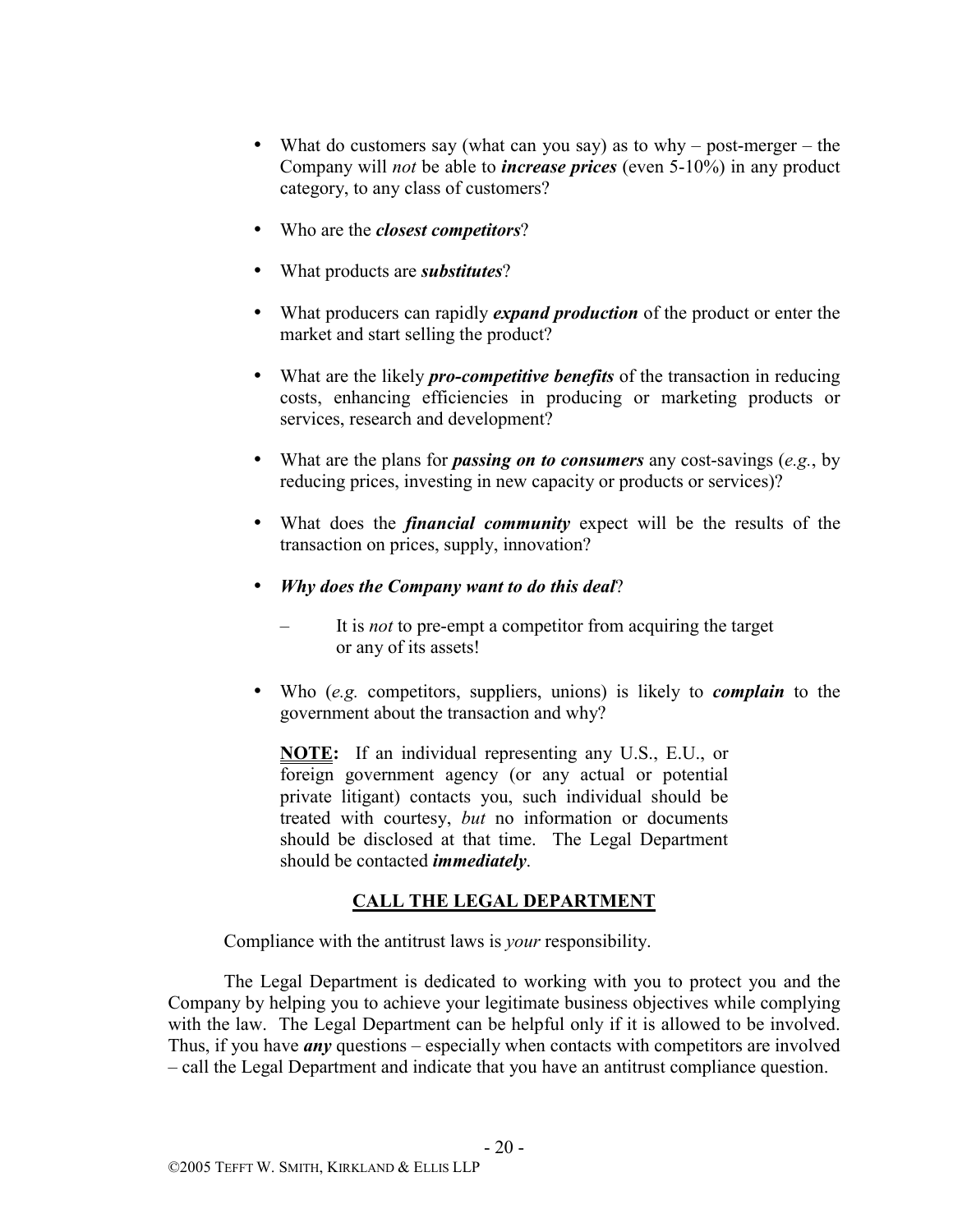- What do customers say (what can you say) as to why – post-merger – the Company will *not* be able to ***increase prices*** (even 5-10%) in any product category, to any class of customers?
- Who are the ***closest competitors***?
- What products are ***substitutes***?
- What producers can rapidly ***expand production*** of the product or enter the market and start selling the product?
- What are the likely ***pro-competitive benefits*** of the transaction in reducing costs, enhancing efficiencies in producing or marketing products or services, research and development?
- What are the plans for ***passing on to consumers*** any cost-savings (*e.g.*, by reducing prices, investing in new capacity or products or services)?
- What does the ***financial community*** expect will be the results of the transaction on prices, supply, innovation?
- ***Why does the Company want to do this deal***?
  - It is *not* to pre-empt a competitor from acquiring the target or any of its assets!
- Who (*e.g.* competitors, suppliers, unions) is likely to ***complain*** to the government about the transaction and why?

  **NOTE:** If an individual representing any U.S., E.U., or foreign government agency (or any actual or potential private litigant) contacts you, such individual should be treated with courtesy, *but* no information or documents should be disclosed at that time. The Legal Department should be contacted ***immediately***.

## CALL THE LEGAL DEPARTMENT

Compliance with the antitrust laws is *your* responsibility.

The Legal Department is dedicated to working with you to protect you and the Company by helping you to achieve your legitimate business objectives while complying with the law. The Legal Department can be helpful only if it is allowed to be involved. Thus, if you have ***any*** questions – especially when contacts with competitors are involved – call the Legal Department and indicate that you have an antitrust compliance question.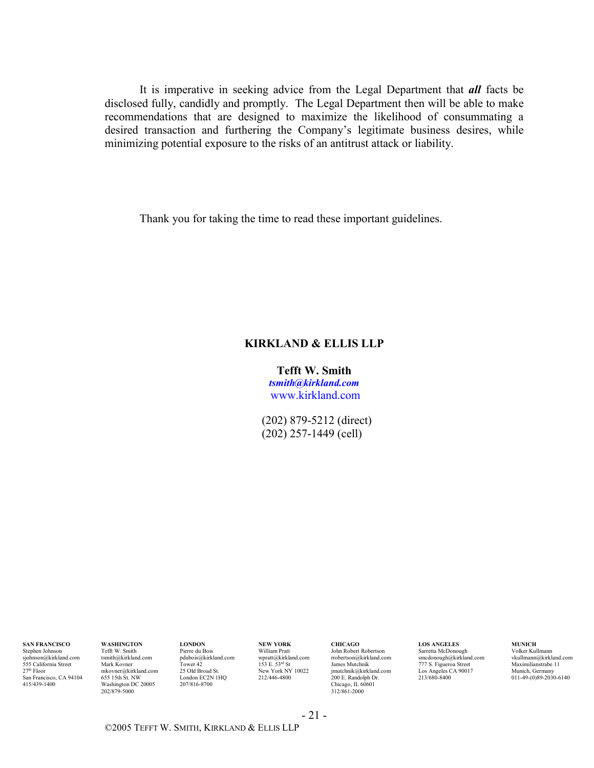It is imperative in seeking advice from the Legal Department that ***all*** facts be disclosed fully, candidly and promptly. The Legal Department then will be able to make recommendations that are designed to maximize the likelihood of consummating a desired transaction and furthering the Company's legitimate business desires, while minimizing potential exposure to the risks of an antitrust attack or liability.

Thank you for taking the time to read these important guidelines.

**KIRKLAND & ELLIS LLP**

**Tefft W. Smith**
***tsmith@kirkland.com***
www.kirkland.com

(202) 879-5212 (direct)
(202) 257-1449 (cell)

**SAN FRANCISCO**
Stephen Johnson
sjohnson@kirkland.com
555 California Street
27th Floor
San Francisco, CA 94104
415/439-1400

**WASHINGTON**
Tefft W. Smith
tsmith@kirkland.com
Mark Kovner
mkovner@kirkland.com
655 15th St. NW
Washington DC 20005
202/879-5000

**LONDON**
Pierre du Bois
pdubois@kirkland.com
Tower 42
25 Old Broad St.
London EC2N 1HQ
207/816-8700

**NEW YORK**
William Pratt
wpratt@kirkland.com
153 E. 53rd St
New York NY 10022
212/446-4800

**CHICAGO**
John Robert Robertson
rrobertson@kirkland.com
James Mutchnik
jmutchnik@kirkland.com
200 E. Randolph Dr.
Chicago, IL 60601
312/861-2000

**LOS ANGELES**
Sarretta McDonough
smcdonough@kirkland.com
777 S. Figueroa Street
Los Angeles CA 90017
213/680-8400

**MUNICH**
Volker Kullmann
vkullmann@kirkland.com
Maximilianstrabe 11
Munich, Germany
011-49-(0)89-2030-6140

©2005 TEFFT W. SMITH, KIRKLAND & ELLIS LLP